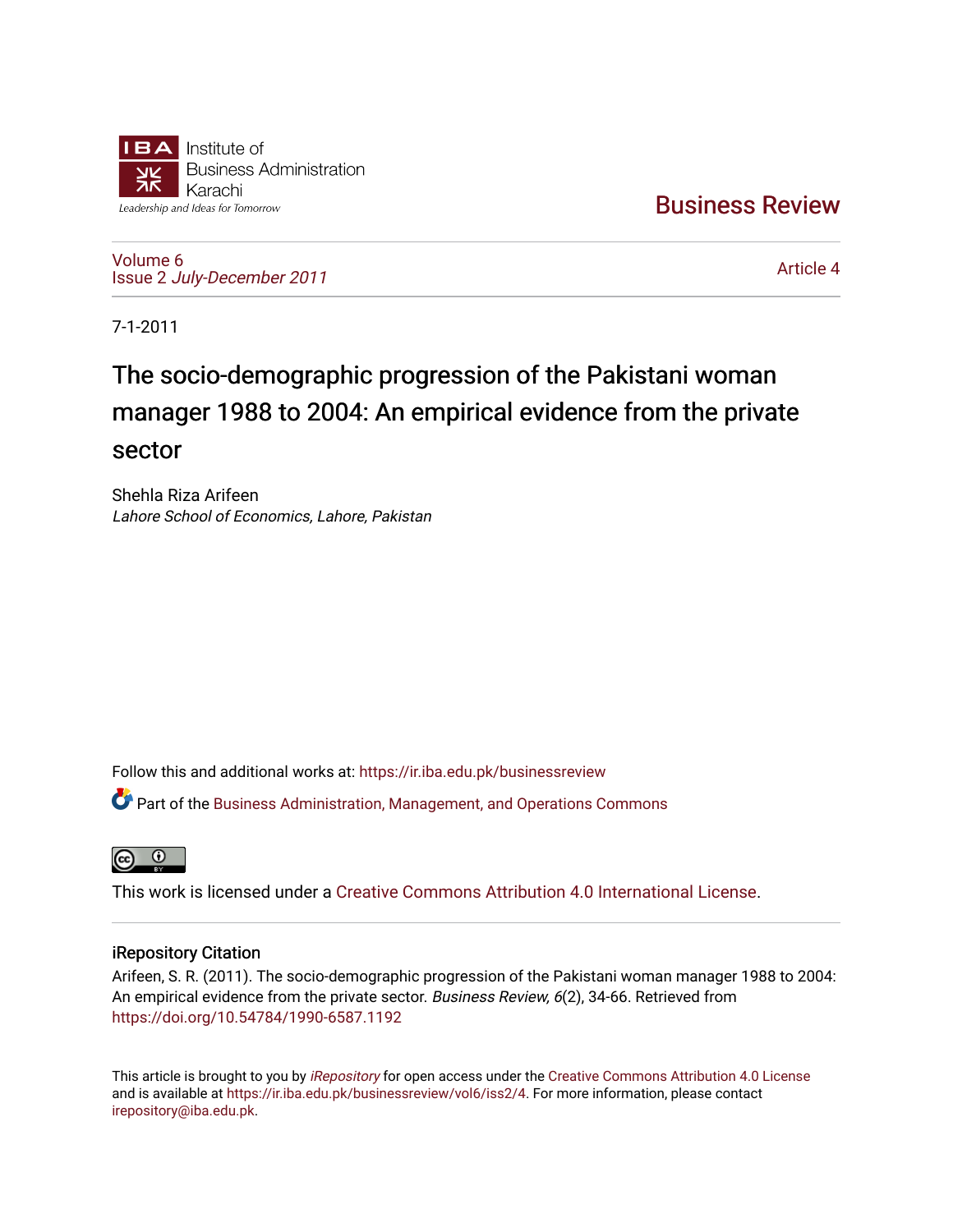Institute of Business Administration Karachi

Leadership and Ideas for Tomorrow

Business Review

Volume 6
Issue 2 *July-December 2011*

Article 4

7-1-2011

# The socio-demographic progression of the Pakistani woman manager 1988 to 2004: An empirical evidence from the private sector

Shehla Riza Arifeen
*Lahore School of Economics, Lahore, Pakistan*

Follow this and additional works at: https://ir.iba.edu.pk/businessreview

Part of the Business Administration, Management, and Operations Commons

This work is licensed under a Creative Commons Attribution 4.0 International License.

## iRepository Citation

Arifeen, S. R. (2011). The socio-demographic progression of the Pakistani woman manager 1988 to 2004: An empirical evidence from the private sector. *Business Review, 6*(2), 34-66. Retrieved from https://doi.org/10.54784/1990-6587.1192

This article is brought to you by *iRepository* for open access under the Creative Commons Attribution 4.0 License and is available at https://ir.iba.edu.pk/businessreview/vol6/iss2/4. For more information, please contact irepository@iba.edu.pk.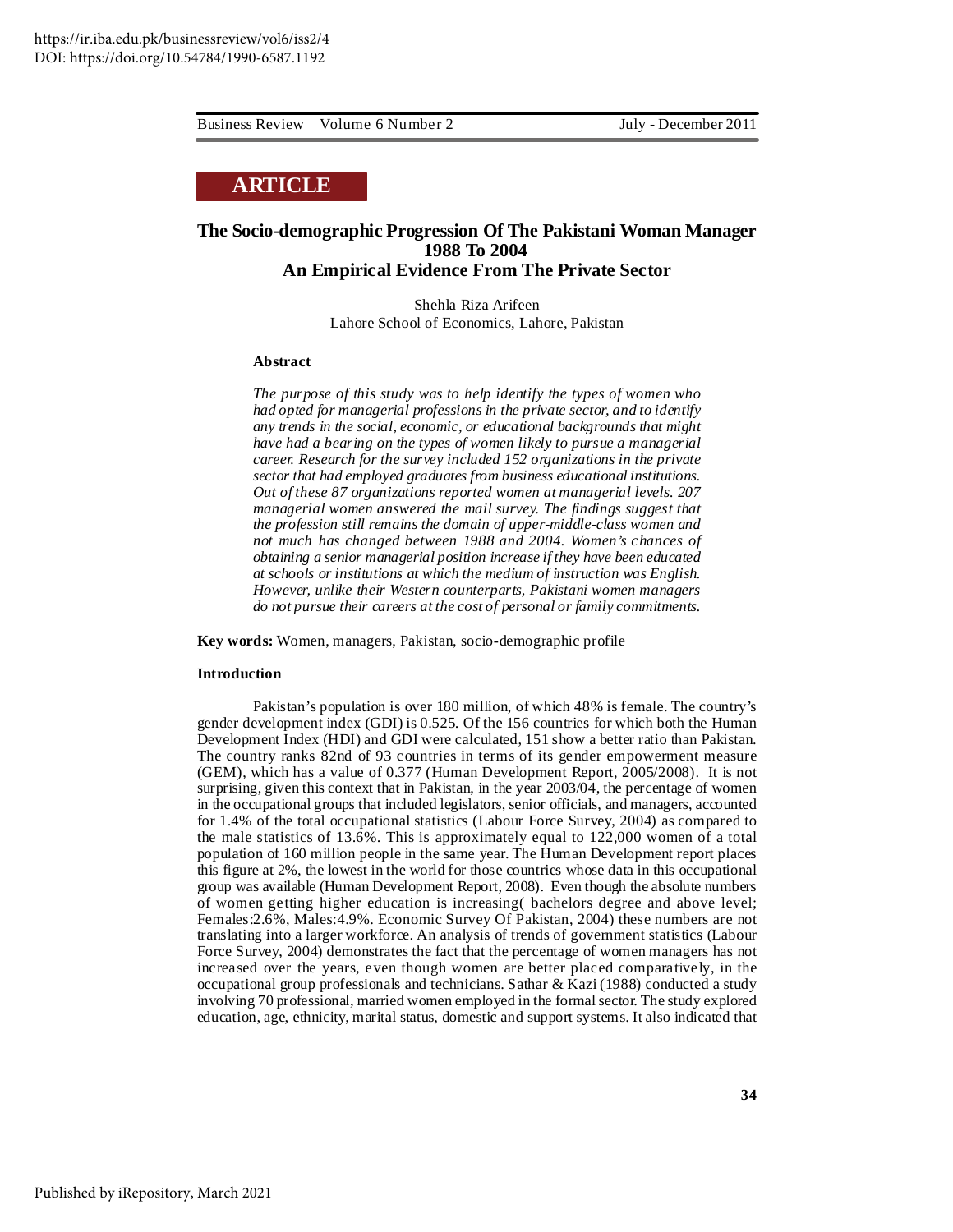## ARTICLE

# The Socio-demographic Progression Of The Pakistani Woman Manager 1988 To 2004 An Empirical Evidence From The Private Sector

Shehla Riza Arifeen
Lahore School of Economics, Lahore, Pakistan

### Abstract

*The purpose of this study was to help identify the types of women who had opted for managerial professions in the private sector, and to identify any trends in the social, economic, or educational backgrounds that might have had a bearing on the types of women likely to pursue a managerial career. Research for the survey included 152 organizations in the private sector that had employed graduates from business educational institutions. Out of these 87 organizations reported women at managerial levels. 207 managerial women answered the mail survey. The findings suggest that the profession still remains the domain of upper-middle-class women and not much has changed between 1988 and 2004. Women's chances of obtaining a senior managerial position increase if they have been educated at schools or institutions at which the medium of instruction was English. However, unlike their Western counterparts, Pakistani women managers do not pursue their careers at the cost of personal or family commitments.*

**Key words:** Women, managers, Pakistan, socio-demographic profile

### Introduction

Pakistan's population is over 180 million, of which 48% is female. The country's gender development index (GDI) is 0.525. Of the 156 countries for which both the Human Development Index (HDI) and GDI were calculated, 151 show a better ratio than Pakistan. The country ranks 82nd of 93 countries in terms of its gender empowerment measure (GEM), which has a value of 0.377 (Human Development Report, 2005/2008). It is not surprising, given this context that in Pakistan, in the year 2003/04, the percentage of women in the occupational groups that included legislators, senior officials, and managers, accounted for 1.4% of the total occupational statistics (Labour Force Survey, 2004) as compared to the male statistics of 13.6%. This is approximately equal to 122,000 women of a total population of 160 million people in the same year. The Human Development report places this figure at 2%, the lowest in the world for those countries whose data in this occupational group was available (Human Development Report, 2008). Even though the absolute numbers of women getting higher education is increasing( bachelors degree and above level; Females:2.6%, Males:4.9%. Economic Survey Of Pakistan, 2004) these numbers are not translating into a larger workforce. An analysis of trends of government statistics (Labour Force Survey, 2004) demonstrates the fact that the percentage of women managers has not increased over the years, even though women are better placed comparatively, in the occupational group professionals and technicians. Sathar & Kazi (1988) conducted a study involving 70 professional, married women employed in the formal sector. The study explored education, age, ethnicity, marital status, domestic and support systems. It also indicated that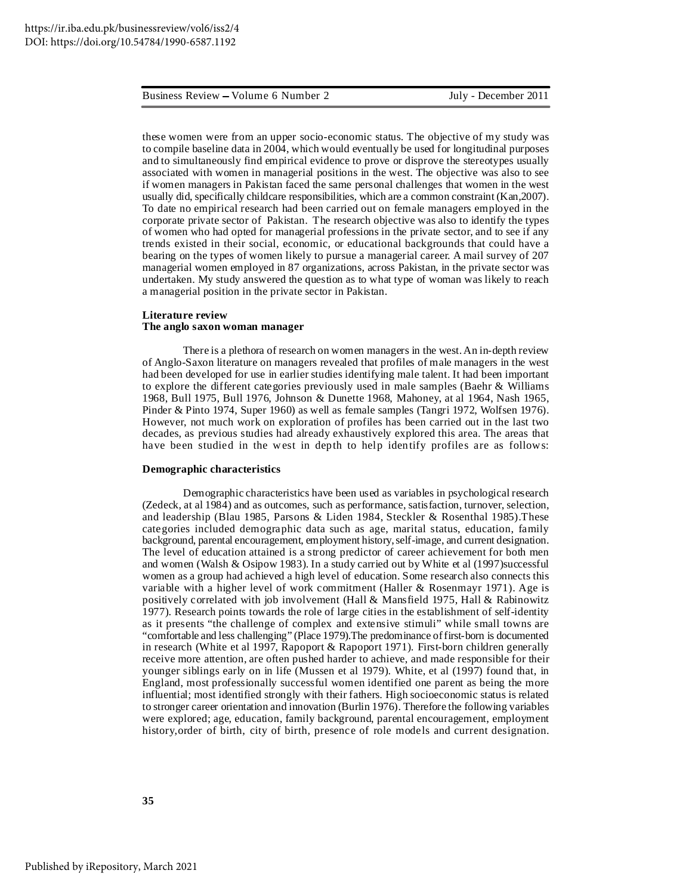these women were from an upper socio-economic status. The objective of my study was to compile baseline data in 2004, which would eventually be used for longitudinal purposes and to simultaneously find empirical evidence to prove or disprove the stereotypes usually associated with women in managerial positions in the west. The objective was also to see if women managers in Pakistan faced the same personal challenges that women in the west usually did, specifically childcare responsibilities, which are a common constraint (Kan,2007). To date no empirical research had been carried out on female managers employed in the corporate private sector of Pakistan. The research objective was also to identify the types of women who had opted for managerial professions in the private sector, and to see if any trends existed in their social, economic, or educational backgrounds that could have a bearing on the types of women likely to pursue a managerial career. A mail survey of 207 managerial women employed in 87 organizations, across Pakistan, in the private sector was undertaken. My study answered the question as to what type of woman was likely to reach a managerial position in the private sector in Pakistan.

## Literature review

### The anglo saxon woman manager

There is a plethora of research on women managers in the west. An in-depth review of Anglo-Saxon literature on managers revealed that profiles of male managers in the west had been developed for use in earlier studies identifying male talent. It had been important to explore the different categories previously used in male samples (Baehr & Williams 1968, Bull 1975, Bull 1976, Johnson & Dunette 1968, Mahoney, at al 1964, Nash 1965, Pinder & Pinto 1974, Super 1960) as well as female samples (Tangri 1972, Wolfsen 1976). However, not much work on exploration of profiles has been carried out in the last two decades, as previous studies had already exhaustively explored this area. The areas that have been studied in the west in depth to help identify profiles are as follows:

### Demographic characteristics

Demographic characteristics have been used as variables in psychological research (Zedeck, at al 1984) and as outcomes, such as performance, satisfaction, turnover, selection, and leadership (Blau 1985, Parsons & Liden 1984, Steckler & Rosenthal 1985).These categories included demographic data such as age, marital status, education, family background, parental encouragement, employment history, self-image, and current designation. The level of education attained is a strong predictor of career achievement for both men and women (Walsh & Osipow 1983). In a study carried out by White et al (1997)successful women as a group had achieved a high level of education. Some research also connects this variable with a higher level of work commitment (Haller & Rosenmayr 1971). Age is positively correlated with job involvement (Hall & Mansfield 1975, Hall & Rabinowitz 1977). Research points towards the role of large cities in the establishment of self-identity as it presents "the challenge of complex and extensive stimuli" while small towns are "comfortable and less challenging" (Place 1979).The predominance of first-born is documented in research (White et al 1997, Rapoport & Rapoport 1971). First-born children generally receive more attention, are often pushed harder to achieve, and made responsible for their younger siblings early on in life (Mussen et al 1979). White, et al (1997) found that, in England, most professionally successful women identified one parent as being the more influential; most identified strongly with their fathers. High socioeconomic status is related to stronger career orientation and innovation (Burlin 1976). Therefore the following variables were explored; age, education, family background, parental encouragement, employment history,order of birth, city of birth, presence of role models and current designation.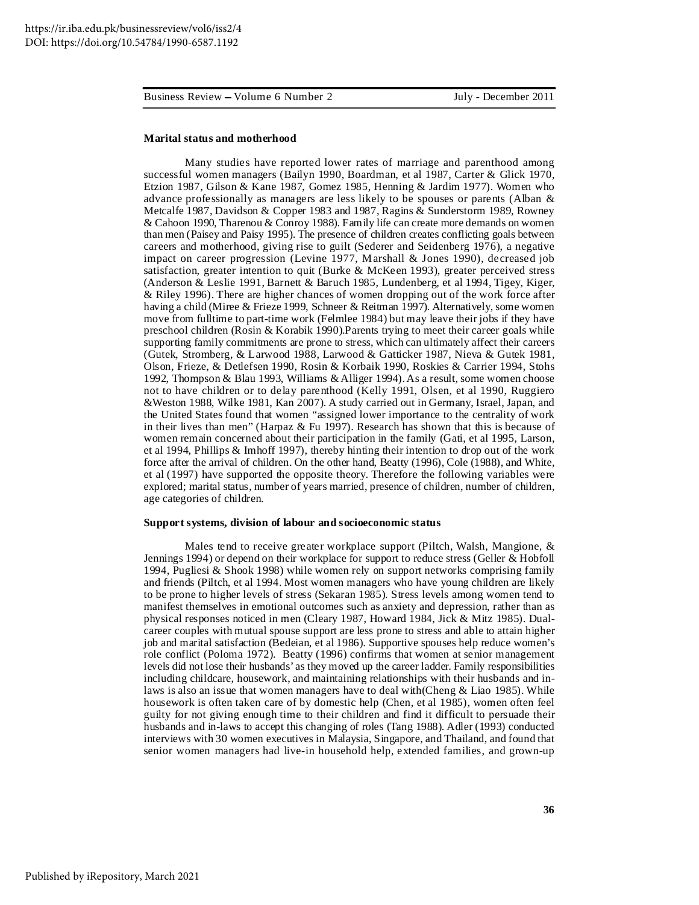### Marital status and motherhood

Many studies have reported lower rates of marriage and parenthood among successful women managers (Bailyn 1990, Boardman, et al 1987, Carter & Glick 1970, Etzion 1987, Gilson & Kane 1987, Gomez 1985, Henning & Jardim 1977). Women who advance professionally as managers are less likely to be spouses or parents (Alban & Metcalfe 1987, Davidson & Copper 1983 and 1987, Ragins & Sunderstorm 1989, Rowney & Cahoon 1990, Tharenou & Conroy 1988). Family life can create more demands on women than men (Paisey and Paisy 1995). The presence of children creates conflicting goals between careers and motherhood, giving rise to guilt (Sederer and Seidenberg 1976), a negative impact on career progression (Levine 1977, Marshall & Jones 1990), decreased job satisfaction, greater intention to quit (Burke & McKeen 1993), greater perceived stress (Anderson & Leslie 1991, Barnett & Baruch 1985, Lundenberg, et al 1994, Tigey, Kiger, & Riley 1996). There are higher chances of women dropping out of the work force after having a child (Miree & Frieze 1999, Schneer & Reitman 1997). Alternatively, some women move from fulltime to part-time work (Felmlee 1984) but may leave their jobs if they have preschool children (Rosin & Korabik 1990).Parents trying to meet their career goals while supporting family commitments are prone to stress, which can ultimately affect their careers (Gutek, Stromberg, & Larwood 1988, Larwood & Gatticker 1987, Nieva & Gutek 1981, Olson, Frieze, & Detlefsen 1990, Rosin & Korbaik 1990, Roskies & Carrier 1994, Stohs 1992, Thompson & Blau 1993, Williams & Alliger 1994). As a result, some women choose not to have children or to delay parenthood (Kelly 1991, Olsen, et al 1990, Ruggiero &Weston 1988, Wilke 1981, Kan 2007). A study carried out in Germany, Israel, Japan, and the United States found that women "assigned lower importance to the centrality of work in their lives than men" (Harpaz & Fu 1997). Research has shown that this is because of women remain concerned about their participation in the family (Gati, et al 1995, Larson, et al 1994, Phillips & Imhoff 1997), thereby hinting their intention to drop out of the work force after the arrival of children. On the other hand, Beatty (1996), Cole (1988), and White, et al (1997) have supported the opposite theory. Therefore the following variables were explored; marital status, number of years married, presence of children, number of children, age categories of children.

### Support systems, division of labour and socioeconomic status

Males tend to receive greater workplace support (Piltch, Walsh, Mangione, & Jennings 1994) or depend on their workplace for support to reduce stress (Geller & Hobfoll 1994, Pugliesi & Shook 1998) while women rely on support networks comprising family and friends (Piltch, et al 1994. Most women managers who have young children are likely to be prone to higher levels of stress (Sekaran 1985). Stress levels among women tend to manifest themselves in emotional outcomes such as anxiety and depression, rather than as physical responses noticed in men (Cleary 1987, Howard 1984, Jick & Mitz 1985). Dual-career couples with mutual spouse support are less prone to stress and able to attain higher job and marital satisfaction (Bedeian, et al 1986). Supportive spouses help reduce women's role conflict (Poloma 1972). Beatty (1996) confirms that women at senior management levels did not lose their husbands' as they moved up the career ladder. Family responsibilities including childcare, housework, and maintaining relationships with their husbands and in-laws is also an issue that women managers have to deal with(Cheng & Liao 1985). While housework is often taken care of by domestic help (Chen, et al 1985), women often feel guilty for not giving enough time to their children and find it difficult to persuade their husbands and in-laws to accept this changing of roles (Tang 1988). Adler (1993) conducted interviews with 30 women executives in Malaysia, Singapore, and Thailand, and found that senior women managers had live-in household help, extended families, and grown-up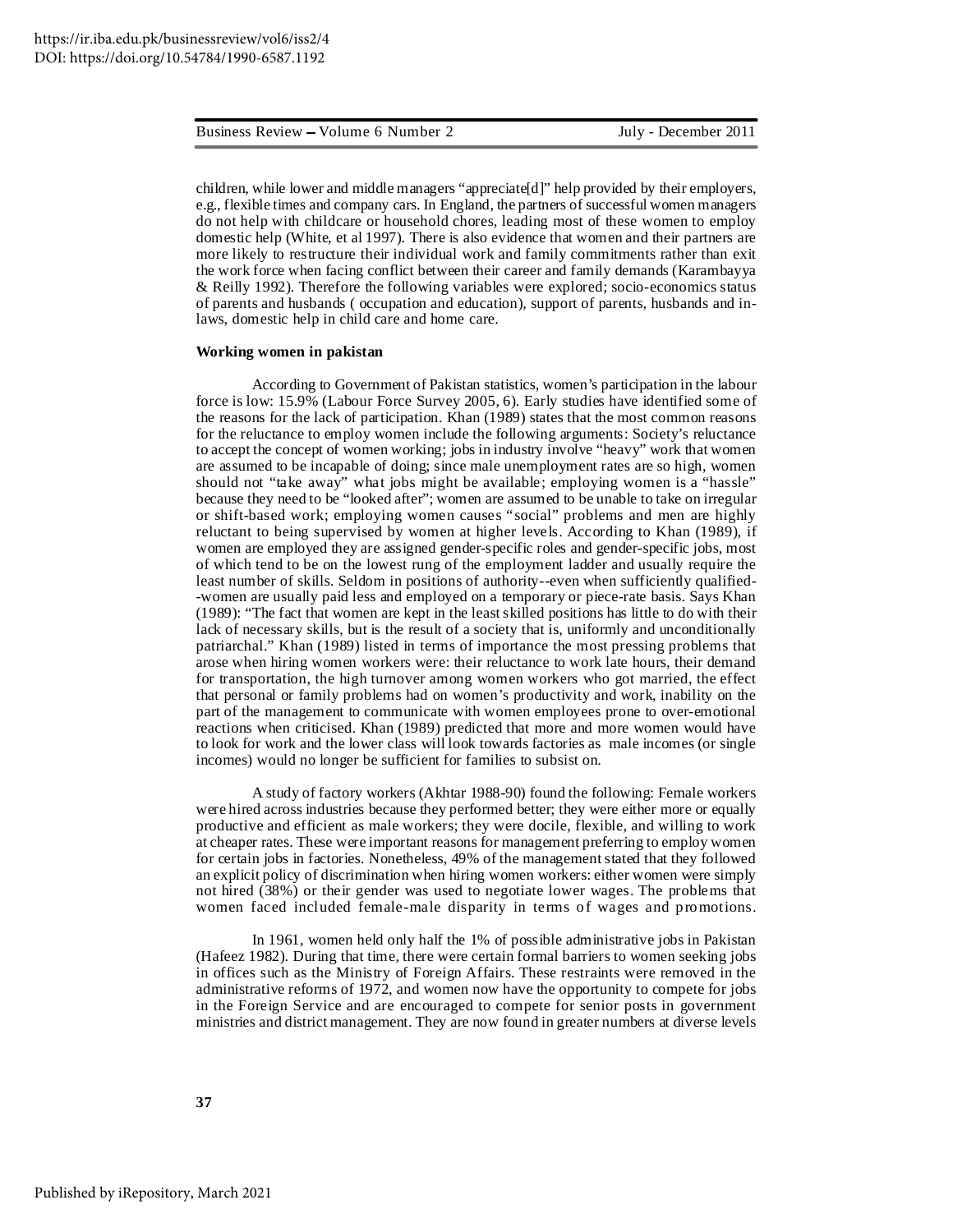children, while lower and middle managers "appreciate[d]" help provided by their employers, e.g., flexible times and company cars. In England, the partners of successful women managers do not help with childcare or household chores, leading most of these women to employ domestic help (White, et al 1997). There is also evidence that women and their partners are more likely to restructure their individual work and family commitments rather than exit the work force when facing conflict between their career and family demands (Karambayya & Reilly 1992). Therefore the following variables were explored; socio-economics status of parents and husbands ( occupation and education), support of parents, husbands and in-laws, domestic help in child care and home care.

**Working women in pakistan**

According to Government of Pakistan statistics, women's participation in the labour force is low: 15.9% (Labour Force Survey 2005, 6). Early studies have identified some of the reasons for the lack of participation. Khan (1989) states that the most common reasons for the reluctance to employ women include the following arguments: Society's reluctance to accept the concept of women working; jobs in industry involve "heavy" work that women are assumed to be incapable of doing; since male unemployment rates are so high, women should not "take away" what jobs might be available; employing women is a "hassle" because they need to be "looked after"; women are assumed to be unable to take on irregular or shift-based work; employing women causes "social" problems and men are highly reluctant to being supervised by women at higher levels. According to Khan (1989), if women are employed they are assigned gender-specific roles and gender-specific jobs, most of which tend to be on the lowest rung of the employment ladder and usually require the least number of skills. Seldom in positions of authority--even when sufficiently qualified--women are usually paid less and employed on a temporary or piece-rate basis. Says Khan (1989): "The fact that women are kept in the least skilled positions has little to do with their lack of necessary skills, but is the result of a society that is, uniformly and unconditionally patriarchal." Khan (1989) listed in terms of importance the most pressing problems that arose when hiring women workers were: their reluctance to work late hours, their demand for transportation, the high turnover among women workers who got married, the effect that personal or family problems had on women's productivity and work, inability on the part of the management to communicate with women employees prone to over-emotional reactions when criticised. Khan (1989) predicted that more and more women would have to look for work and the lower class will look towards factories as male incomes (or single incomes) would no longer be sufficient for families to subsist on.

A study of factory workers (Akhtar 1988-90) found the following: Female workers were hired across industries because they performed better; they were either more or equally productive and efficient as male workers; they were docile, flexible, and willing to work at cheaper rates. These were important reasons for management preferring to employ women for certain jobs in factories. Nonetheless, 49% of the management stated that they followed an explicit policy of discrimination when hiring women workers: either women were simply not hired (38%) or their gender was used to negotiate lower wages. The problems that women faced included female-male disparity in terms of wages and promotions.

In 1961, women held only half the 1% of possible administrative jobs in Pakistan (Hafeez 1982). During that time, there were certain formal barriers to women seeking jobs in offices such as the Ministry of Foreign Affairs. These restraints were removed in the administrative reforms of 1972, and women now have the opportunity to compete for jobs in the Foreign Service and are encouraged to compete for senior posts in government ministries and district management. They are now found in greater numbers at diverse levels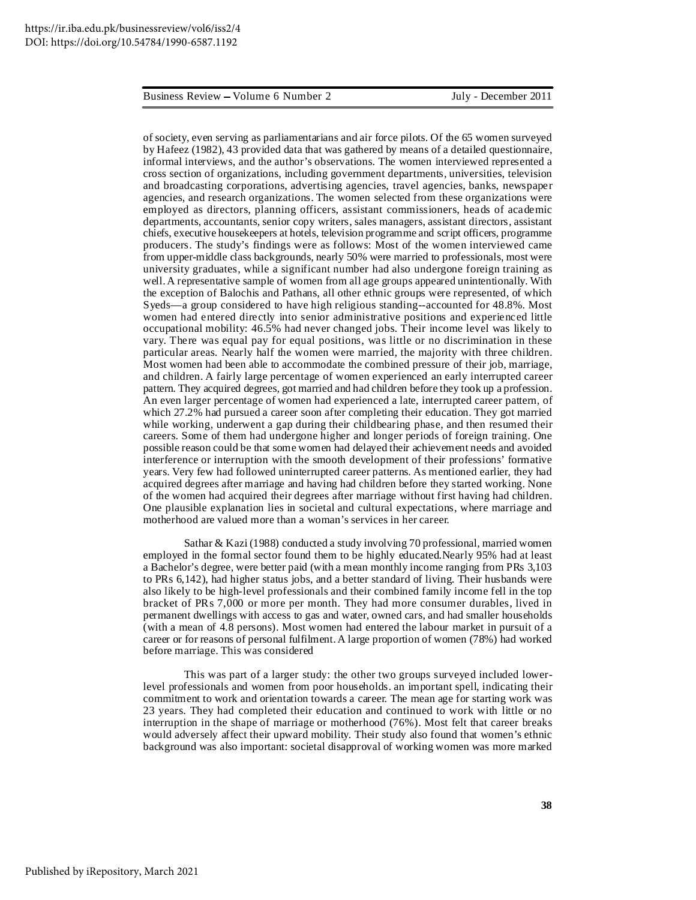of society, even serving as parliamentarians and air force pilots. Of the 65 women surveyed by Hafeez (1982), 43 provided data that was gathered by means of a detailed questionnaire, informal interviews, and the author's observations. The women interviewed represented a cross section of organizations, including government departments, universities, television and broadcasting corporations, advertising agencies, travel agencies, banks, newspaper agencies, and research organizations. The women selected from these organizations were employed as directors, planning officers, assistant commissioners, heads of academic departments, accountants, senior copy writers, sales managers, assistant directors, assistant chiefs, executive housekeepers at hotels, television programme and script officers, programme producers. The study's findings were as follows: Most of the women interviewed came from upper-middle class backgrounds, nearly 50% were married to professionals, most were university graduates, while a significant number had also undergone foreign training as well. A representative sample of women from all age groups appeared unintentionally. With the exception of Balochis and Pathans, all other ethnic groups were represented, of which Syeds—a group considered to have high religious standing--accounted for 48.8%. Most women had entered directly into senior administrative positions and experienced little occupational mobility: 46.5% had never changed jobs. Their income level was likely to vary. There was equal pay for equal positions, was little or no discrimination in these particular areas. Nearly half the women were married, the majority with three children. Most women had been able to accommodate the combined pressure of their job, marriage, and children. A fairly large percentage of women experienced an early interrupted career pattern. They acquired degrees, got married and had children before they took up a profession. An even larger percentage of women had experienced a late, interrupted career pattern, of which 27.2% had pursued a career soon after completing their education. They got married while working, underwent a gap during their childbearing phase, and then resumed their careers. Some of them had undergone higher and longer periods of foreign training. One possible reason could be that some women had delayed their achievement needs and avoided interference or interruption with the smooth development of their professions' formative years. Very few had followed uninterrupted career patterns. As mentioned earlier, they had acquired degrees after marriage and having had children before they started working. None of the women had acquired their degrees after marriage without first having had children. One plausible explanation lies in societal and cultural expectations, where marriage and motherhood are valued more than a woman's services in her career.

Sathar & Kazi (1988) conducted a study involving 70 professional, married women employed in the formal sector found them to be highly educated.Nearly 95% had at least a Bachelor's degree, were better paid (with a mean monthly income ranging from PRs 3,103 to PRs 6,142), had higher status jobs, and a better standard of living. Their husbands were also likely to be high-level professionals and their combined family income fell in the top bracket of PRs 7,000 or more per month. They had more consumer durables, lived in permanent dwellings with access to gas and water, owned cars, and had smaller households (with a mean of 4.8 persons). Most women had entered the labour market in pursuit of a career or for reasons of personal fulfilment. A large proportion of women (78%) had worked before marriage. This was considered

This was part of a larger study: the other two groups surveyed included lower-level professionals and women from poor households. an important spell, indicating their commitment to work and orientation towards a career. The mean age for starting work was 23 years. They had completed their education and continued to work with little or no interruption in the shape of marriage or motherhood (76%). Most felt that career breaks would adversely affect their upward mobility. Their study also found that women's ethnic background was also important: societal disapproval of working women was more marked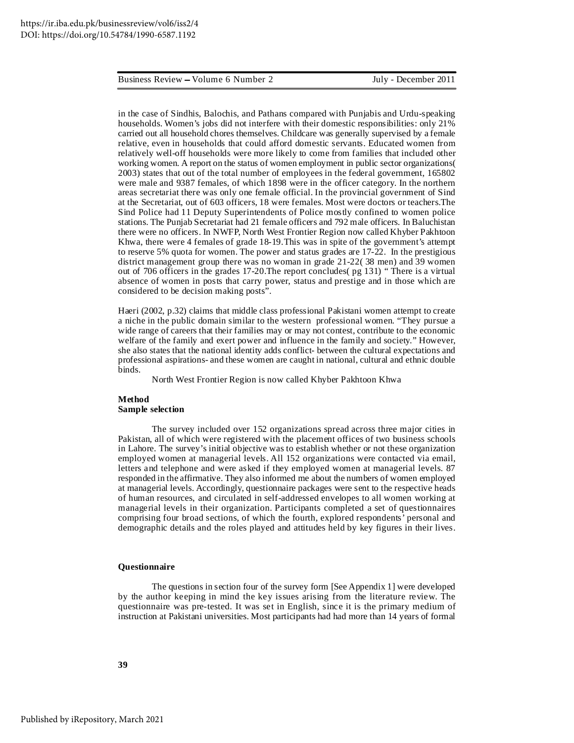in the case of Sindhis, Balochis, and Pathans compared with Punjabis and Urdu-speaking households. Women's jobs did not interfere with their domestic responsibilities: only 21% carried out all household chores themselves. Childcare was generally supervised by a female relative, even in households that could afford domestic servants. Educated women from relatively well-off households were more likely to come from families that included other working women. A report on the status of women employment in public sector organizations( 2003) states that out of the total number of employees in the federal government, 165802 were male and 9387 females, of which 1898 were in the officer category. In the northern areas secretariat there was only one female official. In the provincial government of Sind at the Secretariat, out of 603 officers, 18 were females. Most were doctors or teachers.The Sind Police had 11 Deputy Superintendents of Police mostly confined to women police stations. The Punjab Secretariat had 21 female officers and 792 male officers. In Baluchistan there were no officers. In NWFP, North West Frontier Region now called Khyber Pakhtoon Khwa, there were 4 females of grade 18-19.This was in spite of the government's attempt to reserve 5% quota for women. The power and status grades are 17-22. In the prestigious district management group there was no woman in grade 21-22( 38 men) and 39 women out of 706 officers in the grades 17-20.The report concludes( pg 131) " There is a virtual absence of women in posts that carry power, status and prestige and in those which are considered to be decision making posts".

Haeri (2002, p.32) claims that middle class professional Pakistani women attempt to create a niche in the public domain similar to the western professional women. "They pursue a wide range of careers that their families may or may not contest, contribute to the economic welfare of the family and exert power and influence in the family and society." However, she also states that the national identity adds conflict- between the cultural expectations and professional aspirations- and these women are caught in national, cultural and ethnic double binds.

North West Frontier Region is now called Khyber Pakhtoon Khwa

## Method

### Sample selection

The survey included over 152 organizations spread across three major cities in Pakistan, all of which were registered with the placement offices of two business schools in Lahore. The survey's initial objective was to establish whether or not these organization employed women at managerial levels. All 152 organizations were contacted via email, letters and telephone and were asked if they employed women at managerial levels. 87 responded in the affirmative. They also informed me about the numbers of women employed at managerial levels. Accordingly, questionnaire packages were sent to the respective heads of human resources, and circulated in self-addressed envelopes to all women working at managerial levels in their organization. Participants completed a set of questionnaires comprising four broad sections, of which the fourth, explored respondents' personal and demographic details and the roles played and attitudes held by key figures in their lives.

### Questionnaire

The questions in section four of the survey form [See Appendix 1] were developed by the author keeping in mind the key issues arising from the literature review. The questionnaire was pre-tested. It was set in English, since it is the primary medium of instruction at Pakistani universities. Most participants had had more than 14 years of formal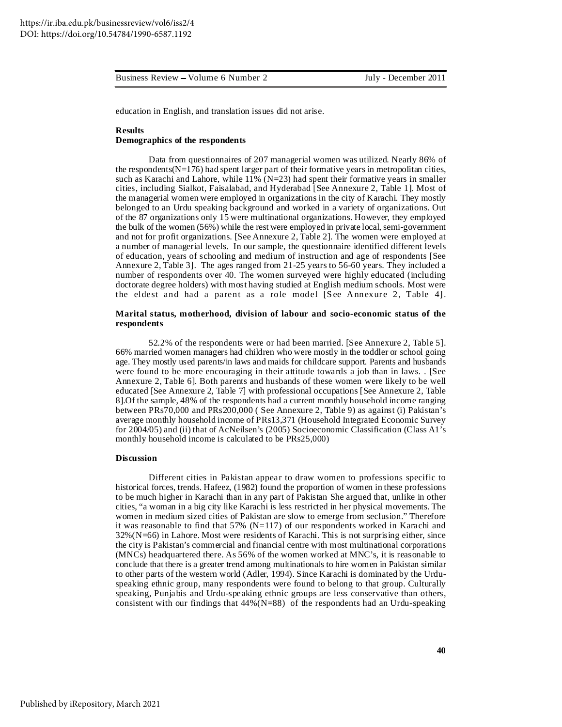education in English, and translation issues did not arise.

### Results

### Demographics of the respondents

Data from questionnaires of 207 managerial women was utilized. Nearly 86% of the respondents(N=176) had spent larger part of their formative years in metropolitan cities, such as Karachi and Lahore, while 11% (N=23) had spent their formative years in smaller cities, including Sialkot, Faisalabad, and Hyderabad [See Annexure 2, Table 1]. Most of the managerial women were employed in organizations in the city of Karachi. They mostly belonged to an Urdu speaking background and worked in a variety of organizations. Out of the 87 organizations only 15 were multinational organizations. However, they employed the bulk of the women (56%) while the rest were employed in private local, semi-government and not for profit organizations. [See Annexure 2, Table 2]. The women were employed at a number of managerial levels. In our sample, the questionnaire identified different levels of education, years of schooling and medium of instruction and age of respondents [See Annexure 2, Table 3]. The ages ranged from 21-25 years to 56-60 years. They included a number of respondents over 40. The women surveyed were highly educated (including doctorate degree holders) with most having studied at English medium schools. Most were the eldest and had a parent as a role model [See Annexure 2, Table 4].

### Marital status, motherhood, division of labour and socio-economic status of the respondents

52.2% of the respondents were or had been married. [See Annexure 2, Table 5]. 66% married women managers had children who were mostly in the toddler or school going age. They mostly used parents/in laws and maids for childcare support. Parents and husbands were found to be more encouraging in their attitude towards a job than in laws. . [See Annexure 2, Table 6]. Both parents and husbands of these women were likely to be well educated [See Annexure 2, Table 7] with professional occupations [See Annexure 2, Table 8].Of the sample, 48% of the respondents had a current monthly household income ranging between PRs70,000 and PRs200,000 ( See Annexure 2, Table 9) as against (i) Pakistan's average monthly household income of PRs13,371 (Household Integrated Economic Survey for 2004/05) and (ii) that of AcNeilsen's (2005) Socioeconomic Classification (Class A1's monthly household income is calculated to be PRs25,000)

### Discussion

Different cities in Pakistan appear to draw women to professions specific to historical forces, trends. Hafeez, (1982) found the proportion of women in these professions to be much higher in Karachi than in any part of Pakistan She argued that, unlike in other cities, "a woman in a big city like Karachi is less restricted in her physical movements. The women in medium sized cities of Pakistan are slow to emerge from seclusion." Therefore it was reasonable to find that 57% (N=117) of our respondents worked in Karachi and 32%(N=66) in Lahore. Most were residents of Karachi. This is not surprising either, since the city is Pakistan's commercial and financial centre with most multinational corporations (MNCs) headquartered there. As 56% of the women worked at MNC's, it is reasonable to conclude that there is a greater trend among multinationals to hire women in Pakistan similar to other parts of the western world (Adler, 1994). Since Karachi is dominated by the Urdu-speaking ethnic group, many respondents were found to belong to that group. Culturally speaking, Punjabis and Urdu-speaking ethnic groups are less conservative than others, consistent with our findings that 44%(N=88) of the respondents had an Urdu-speaking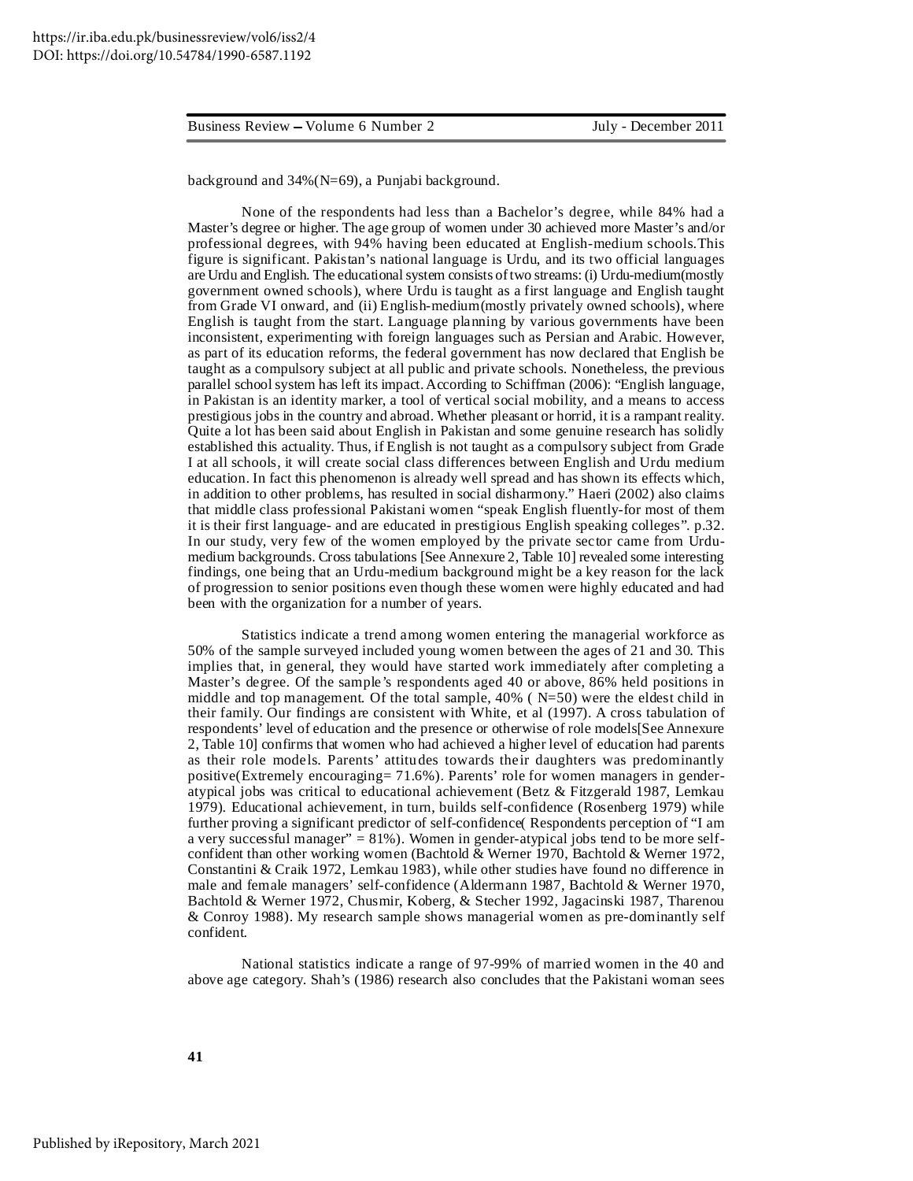background and 34%(N=69), a Punjabi background.

None of the respondents had less than a Bachelor's degree, while 84% had a Master's degree or higher. The age group of women under 30 achieved more Master's and/or professional degrees, with 94% having been educated at English-medium schools.This figure is significant. Pakistan's national language is Urdu, and its two official languages are Urdu and English. The educational system consists of two streams: (i) Urdu-medium(mostly government owned schools), where Urdu is taught as a first language and English taught from Grade VI onward, and (ii) English-medium(mostly privately owned schools), where English is taught from the start. Language planning by various governments have been inconsistent, experimenting with foreign languages such as Persian and Arabic. However, as part of its education reforms, the federal government has now declared that English be taught as a compulsory subject at all public and private schools. Nonetheless, the previous parallel school system has left its impact. According to Schiffman (2006): "English language, in Pakistan is an identity marker, a tool of vertical social mobility, and a means to access prestigious jobs in the country and abroad. Whether pleasant or horrid, it is a rampant reality. Quite a lot has been said about English in Pakistan and some genuine research has solidly established this actuality. Thus, if English is not taught as a compulsory subject from Grade I at all schools, it will create social class differences between English and Urdu medium education. In fact this phenomenon is already well spread and has shown its effects which, in addition to other problems, has resulted in social disharmony." Haeri (2002) also claims that middle class professional Pakistani women "speak English fluently-for most of them it is their first language- and are educated in prestigious English speaking colleges". p.32. In our study, very few of the women employed by the private sector came from Urdu-medium backgrounds. Cross tabulations [See Annexure 2, Table 10] revealed some interesting findings, one being that an Urdu-medium background might be a key reason for the lack of progression to senior positions even though these women were highly educated and had been with the organization for a number of years.

Statistics indicate a trend among women entering the managerial workforce as 50% of the sample surveyed included young women between the ages of 21 and 30. This implies that, in general, they would have started work immediately after completing a Master's degree. Of the sample's respondents aged 40 or above, 86% held positions in middle and top management. Of the total sample, 40% ( N=50) were the eldest child in their family. Our findings are consistent with White, et al (1997). A cross tabulation of respondents' level of education and the presence or otherwise of role models[See Annexure 2, Table 10] confirms that women who had achieved a higher level of education had parents as their role models. Parents' attitudes towards their daughters was predominantly positive(Extremely encouraging= 71.6%). Parents' role for women managers in gender-atypical jobs was critical to educational achievement (Betz & Fitzgerald 1987, Lemkau 1979). Educational achievement, in turn, builds self-confidence (Rosenberg 1979) while further proving a significant predictor of self-confidence( Respondents perception of "I am a very successful manager" = 81%). Women in gender-atypical jobs tend to be more self-confident than other working women (Bachtold & Werner 1970, Bachtold & Werner 1972, Constantini & Craik 1972, Lemkau 1983), while other studies have found no difference in male and female managers' self-confidence (Aldermann 1987, Bachtold & Werner 1970, Bachtold & Werner 1972, Chusmir, Koberg, & Stecher 1992, Jagacinski 1987, Tharenou & Conroy 1988). My research sample shows managerial women as pre-dominantly self confident.

National statistics indicate a range of 97-99% of married women in the 40 and above age category. Shah's (1986) research also concludes that the Pakistani woman sees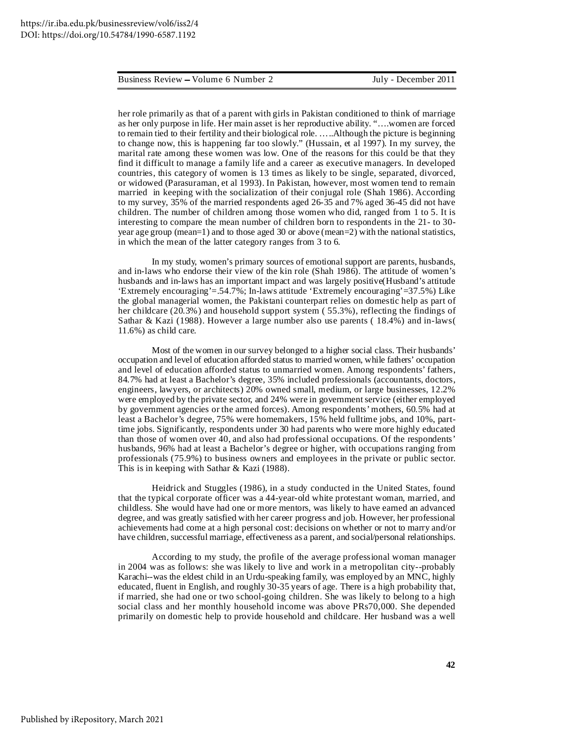her role primarily as that of a parent with girls in Pakistan conditioned to think of marriage as her only purpose in life. Her main asset is her reproductive ability. "….women are forced to remain tied to their fertility and their biological role. …..Although the picture is beginning to change now, this is happening far too slowly." (Hussain, et al 1997). In my survey, the marital rate among these women was low. One of the reasons for this could be that they find it difficult to manage a family life and a career as executive managers. In developed countries, this category of women is 13 times as likely to be single, separated, divorced, or widowed (Parasuraman, et al 1993). In Pakistan, however, most women tend to remain married in keeping with the socialization of their conjugal role (Shah 1986). According to my survey, 35% of the married respondents aged 26-35 and 7% aged 36-45 did not have children. The number of children among those women who did, ranged from 1 to 5. It is interesting to compare the mean number of children born to respondents in the 21- to 30-year age group (mean=1) and to those aged 30 or above (mean=2) with the national statistics, in which the mean of the latter category ranges from 3 to 6.

In my study, women's primary sources of emotional support are parents, husbands, and in-laws who endorse their view of the kin role (Shah 1986). The attitude of women's husbands and in-laws has an important impact and was largely positive(Husband's attitude 'Extremely encouraging'=.54.7%; In-laws attitude 'Extremely encouraging'=37.5%) Like the global managerial women, the Pakistani counterpart relies on domestic help as part of her childcare (20.3%) and household support system ( 55.3%), reflecting the findings of Sathar & Kazi (1988). However a large number also use parents ( 18.4%) and in-laws( 11.6%) as child care.

Most of the women in our survey belonged to a higher social class. Their husbands' occupation and level of education afforded status to married women, while fathers' occupation and level of education afforded status to unmarried women. Among respondents' fathers, 84.7% had at least a Bachelor's degree, 35% included professionals (accountants, doctors, engineers, lawyers, or architects) 20% owned small, medium, or large businesses, 12.2% were employed by the private sector, and 24% were in government service (either employed by government agencies or the armed forces). Among respondents' mothers, 60.5% had at least a Bachelor's degree, 75% were homemakers, 15% held fulltime jobs, and 10%, part-time jobs. Significantly, respondents under 30 had parents who were more highly educated than those of women over 40, and also had professional occupations. Of the respondents' husbands, 96% had at least a Bachelor's degree or higher, with occupations ranging from professionals (75.9%) to business owners and employees in the private or public sector. This is in keeping with Sathar & Kazi (1988).

Heidrick and Stuggles (1986), in a study conducted in the United States, found that the typical corporate officer was a 44-year-old white protestant woman, married, and childless. She would have had one or more mentors, was likely to have earned an advanced degree, and was greatly satisfied with her career progress and job. However, her professional achievements had come at a high personal cost: decisions on whether or not to marry and/or have children, successful marriage, effectiveness as a parent, and social/personal relationships.

According to my study, the profile of the average professional woman manager in 2004 was as follows: she was likely to live and work in a metropolitan city--probably Karachi--was the eldest child in an Urdu-speaking family, was employed by an MNC, highly educated, fluent in English, and roughly 30-35 years of age. There is a high probability that, if married, she had one or two school-going children. She was likely to belong to a high social class and her monthly household income was above PRs70,000. She depended primarily on domestic help to provide household and childcare. Her husband was a well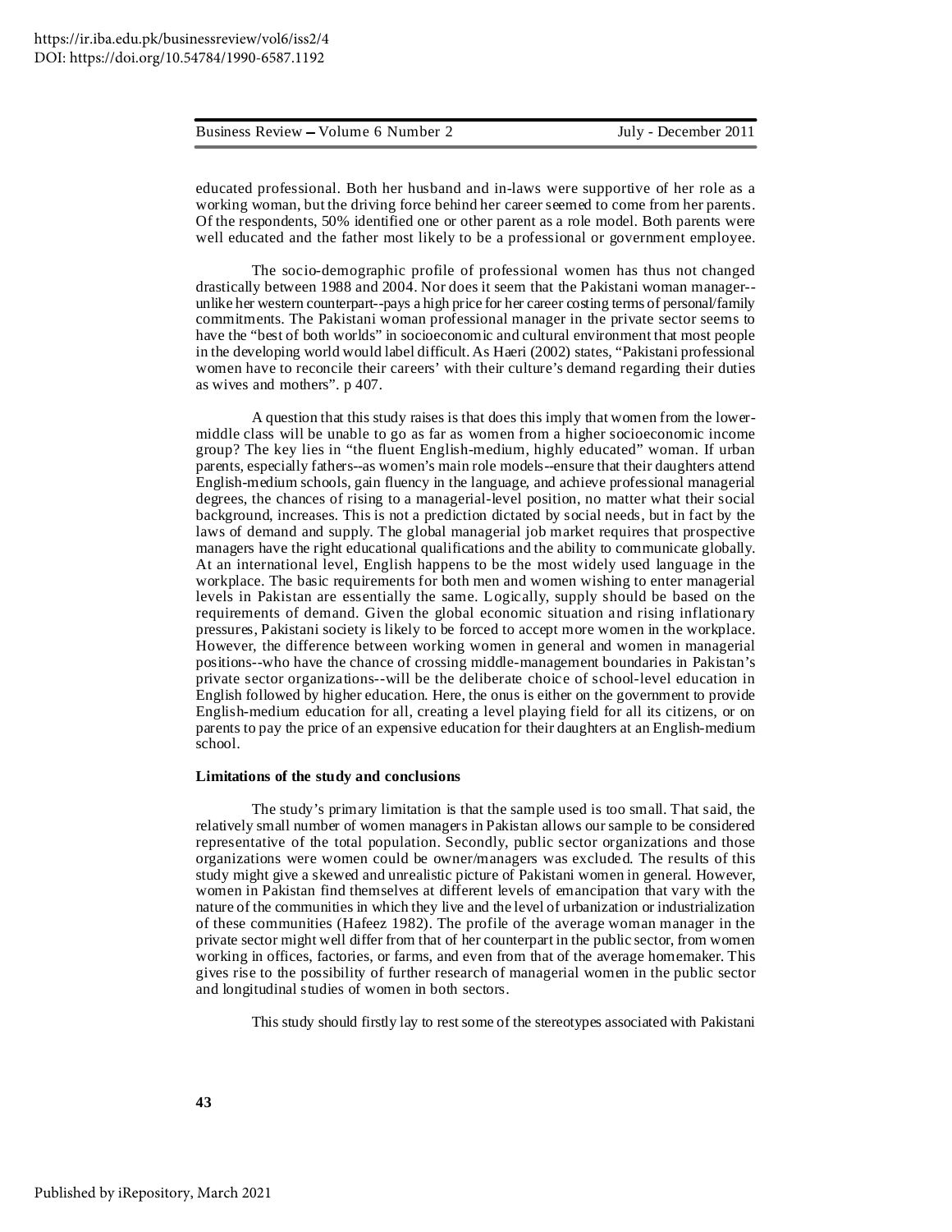educated professional. Both her husband and in-laws were supportive of her role as a working woman, but the driving force behind her career seemed to come from her parents. Of the respondents, 50% identified one or other parent as a role model. Both parents were well educated and the father most likely to be a professional or government employee.

The socio-demographic profile of professional women has thus not changed drastically between 1988 and 2004. Nor does it seem that the Pakistani woman manager--unlike her western counterpart--pays a high price for her career costing terms of personal/family commitments. The Pakistani woman professional manager in the private sector seems to have the "best of both worlds" in socioeconomic and cultural environment that most people in the developing world would label difficult. As Haeri (2002) states, "Pakistani professional women have to reconcile their careers' with their culture's demand regarding their duties as wives and mothers". p 407.

A question that this study raises is that does this imply that women from the lower-middle class will be unable to go as far as women from a higher socioeconomic income group? The key lies in "the fluent English-medium, highly educated" woman. If urban parents, especially fathers--as women's main role models--ensure that their daughters attend English-medium schools, gain fluency in the language, and achieve professional managerial degrees, the chances of rising to a managerial-level position, no matter what their social background, increases. This is not a prediction dictated by social needs, but in fact by the laws of demand and supply. The global managerial job market requires that prospective managers have the right educational qualifications and the ability to communicate globally. At an international level, English happens to be the most widely used language in the workplace. The basic requirements for both men and women wishing to enter managerial levels in Pakistan are essentially the same. Logically, supply should be based on the requirements of demand. Given the global economic situation and rising inflationary pressures, Pakistani society is likely to be forced to accept more women in the workplace. However, the difference between working women in general and women in managerial positions--who have the chance of crossing middle-management boundaries in Pakistan's private sector organizations--will be the deliberate choice of school-level education in English followed by higher education. Here, the onus is either on the government to provide English-medium education for all, creating a level playing field for all its citizens, or on parents to pay the price of an expensive education for their daughters at an English-medium school.

**Limitations of the study and conclusions**

The study's primary limitation is that the sample used is too small. That said, the relatively small number of women managers in Pakistan allows our sample to be considered representative of the total population. Secondly, public sector organizations and those organizations were women could be owner/managers was excluded. The results of this study might give a skewed and unrealistic picture of Pakistani women in general. However, women in Pakistan find themselves at different levels of emancipation that vary with the nature of the communities in which they live and the level of urbanization or industrialization of these communities (Hafeez 1982). The profile of the average woman manager in the private sector might well differ from that of her counterpart in the public sector, from women working in offices, factories, or farms, and even from that of the average homemaker. This gives rise to the possibility of further research of managerial women in the public sector and longitudinal studies of women in both sectors.

This study should firstly lay to rest some of the stereotypes associated with Pakistani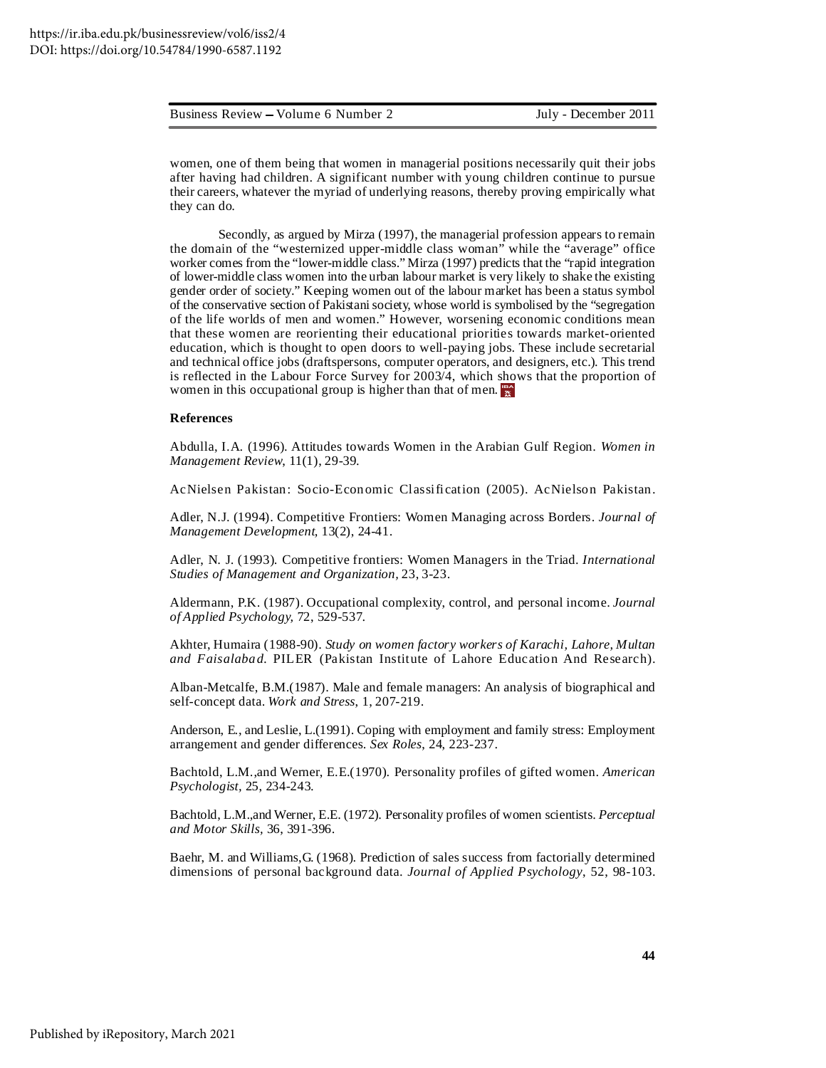women, one of them being that women in managerial positions necessarily quit their jobs after having had children. A significant number with young children continue to pursue their careers, whatever the myriad of underlying reasons, thereby proving empirically what they can do.

Secondly, as argued by Mirza (1997), the managerial profession appears to remain the domain of the "westernized upper-middle class woman" while the "average" office worker comes from the "lower-middle class." Mirza (1997) predicts that the "rapid integration of lower-middle class women into the urban labour market is very likely to shake the existing gender order of society." Keeping women out of the labour market has been a status symbol of the conservative section of Pakistani society, whose world is symbolised by the "segregation of the life worlds of men and women." However, worsening economic conditions mean that these women are reorienting their educational priorities towards market-oriented education, which is thought to open doors to well-paying jobs. These include secretarial and technical office jobs (draftspersons, computer operators, and designers, etc.). This trend is reflected in the Labour Force Survey for 2003/4, which shows that the proportion of women in this occupational group is higher than that of men.

**References**

Abdulla, I.A. (1996). Attitudes towards Women in the Arabian Gulf Region. *Women in Management Review*, 11(1), 29-39.

AcNielsen Pakistan: Socio-Economic Classification (2005). AcNielson Pakistan.

Adler, N.J. (1994). Competitive Frontiers: Women Managing across Borders. *Journal of Management Development*, 13(2), 24-41.

Adler, N. J. (1993). Competitive frontiers: Women Managers in the Triad. *International Studies of Management and Organization*, 23, 3-23.

Aldermann, P.K. (1987). Occupational complexity, control, and personal income. *Journal of Applied Psychology,* 72, 529-537.

Akhter, Humaira (1988-90). *Study on women factory workers of Karachi, Lahore, Multan and Faisalabad.* PILER (Pakistan Institute of Lahore Education And Research).

Alban-Metcalfe, B.M.(1987). Male and female managers: An analysis of biographical and self-concept data. *Work and Stress*, 1, 207-219.

Anderson, E., and Leslie, L.(1991). Coping with employment and family stress: Employment arrangement and gender differences. *Sex Roles*, 24, 223-237.

Bachtold, L.M.,and Werner, E.E.(1970). Personality profiles of gifted women. *American Psychologist*, 25, 234-243.

Bachtold, L.M.,and Werner, E.E. (1972). Personality profiles of women scientists. *Perceptual and Motor Skills*, 36, 391-396.

Baehr, M. and Williams,G. (1968). Prediction of sales success from factorially determined dimensions of personal background data. *Journal of Applied Psychology*, 52, 98-103.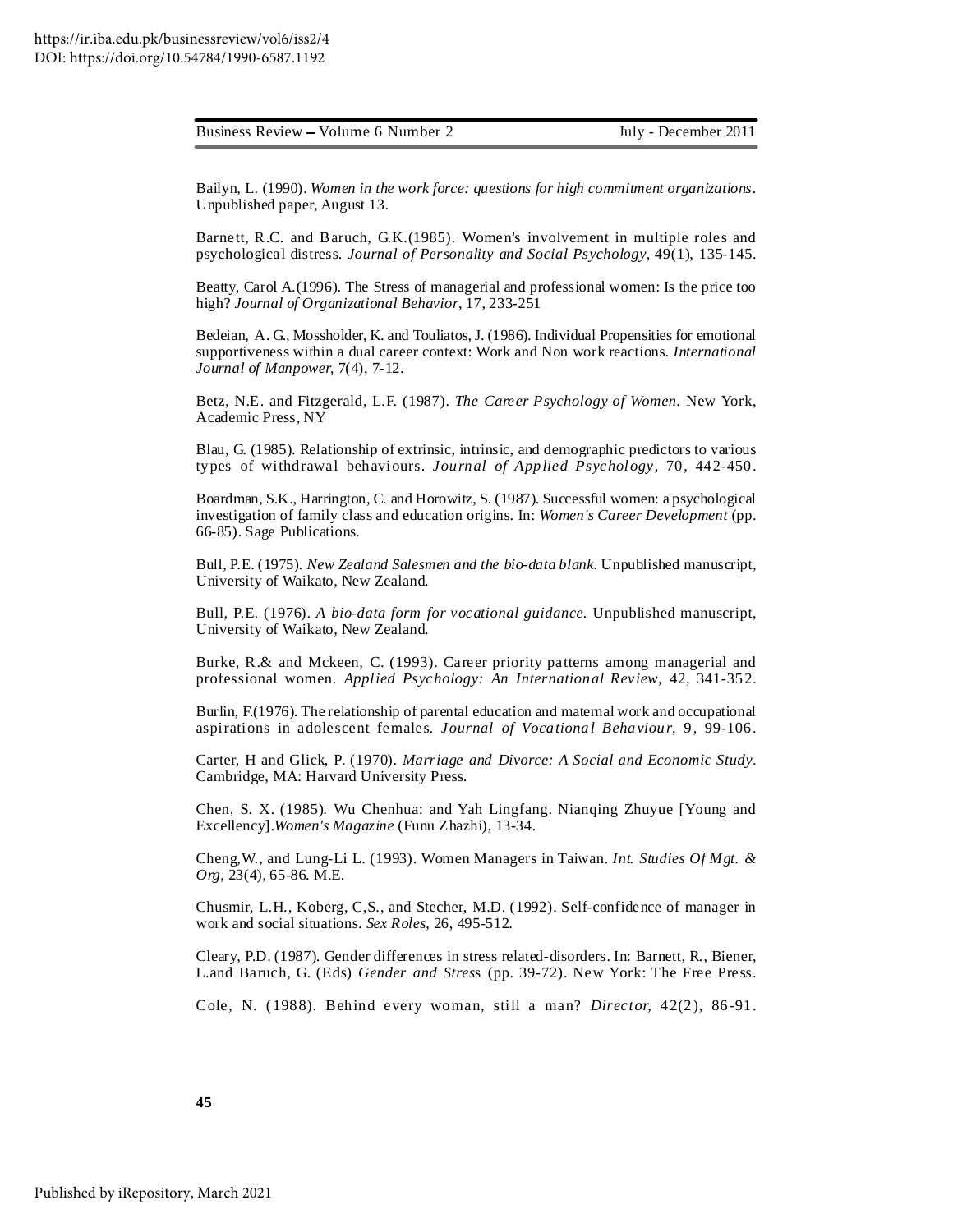Bailyn, L. (1990). *Women in the work force: questions for high commitment organizations*. Unpublished paper, August 13.

Barnett, R.C. and Baruch, G.K.(1985). Women's involvement in multiple roles and psychological distress. *Journal of Personality and Social Psychology,* 49(1), 135-145.

Beatty, Carol A.(1996). The Stress of managerial and professional women: Is the price too high? *Journal of Organizational Behavior*, 17, 233-251

Bedeian, A. G., Mossholder, K. and Touliatos, J. (1986). Individual Propensities for emotional supportiveness within a dual career context: Work and Non work reactions. *International Journal of Manpower,* 7(4), 7-12.

Betz, N.E. and Fitzgerald, L.F. (1987). *The Career Psychology of Women*. New York, Academic Press, NY

Blau, G. (1985). Relationship of extrinsic, intrinsic, and demographic predictors to various types of withdrawal behaviours. *Journal of Applied Psychology*, 70, 442-450.

Boardman, S.K., Harrington, C. and Horowitz, S. (1987). Successful women: a psychological investigation of family class and education origins. In: *Women's Career Development* (pp. 66-85). Sage Publications.

Bull, P.E. (1975). *New Zealand Salesmen and the bio-data blank*. Unpublished manuscript, University of Waikato, New Zealand.

Bull, P.E. (1976). *A bio-data form for vocational guidance.* Unpublished manuscript, University of Waikato, New Zealand.

Burke, R.& and Mckeen, C. (1993). Career priority patterns among managerial and professional women. *Applied Psychology: An International Review*, 42, 341-352.

Burlin, F.(1976). The relationship of parental education and maternal work and occupational aspirations in adolescent females. *Journal of Vocational Behaviour*, 9, 99-106.

Carter, H and Glick, P. (1970). *Marriage and Divorce: A Social and Economic Study*. Cambridge, MA: Harvard University Press.

Chen, S. X. (1985). Wu Chenhua: and Yah Lingfang. Nianqing Zhuyue [Young and Excellency].*Women's Magazine* (Funu Zhazhi), 13-34.

Cheng,W., and Lung-Li L. (1993). Women Managers in Taiwan. *Int. Studies Of Mgt. & Org,* 23(4), 65-86. M.E.

Chusmir, L.H., Koberg, C,S., and Stecher, M.D. (1992). Self-confidence of manager in work and social situations. *Sex Roles*, 26, 495-512.

Cleary, P.D. (1987). Gender differences in stress related-disorders. In: Barnett, R., Biener, L.and Baruch, G. (Eds) *Gender and Stress* (pp. 39-72). New York: The Free Press.

Cole, N. (1988). Behind every woman, still a man? *Director,* 42(2), 86-91.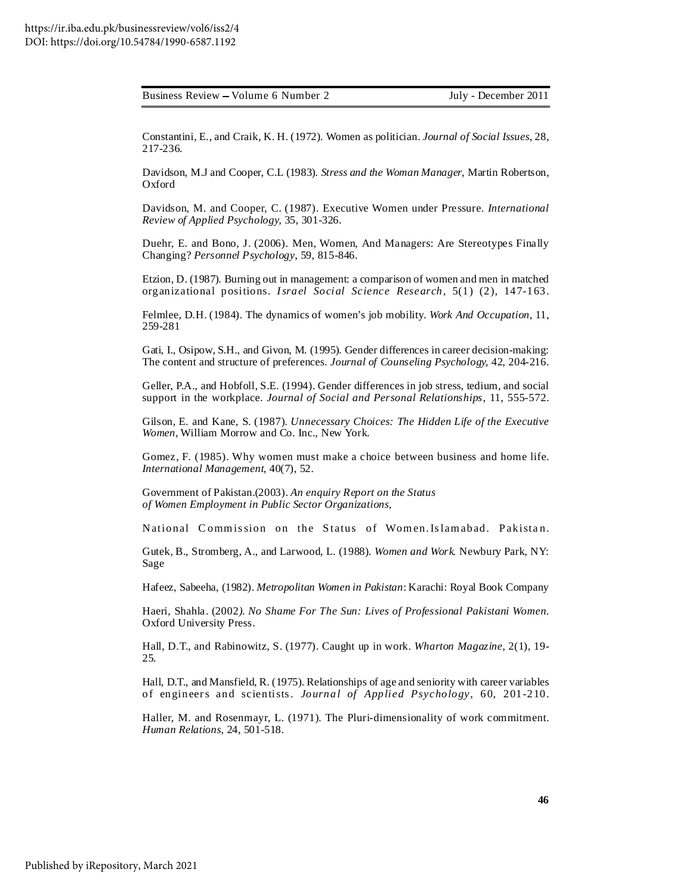Constantini, E., and Craik, K. H. (1972). Women as politician. *Journal of Social Issues*, 28, 217-236.

Davidson, M.J and Cooper, C.L (1983). *Stress and the Woman Manager*, Martin Robertson, Oxford

Davidson, M. and Cooper, C. (1987). Executive Women under Pressure. *International Review of Applied Psychology,* 35, 301-326.

Duehr, E. and Bono, J. (2006). Men, Women, And Managers: Are Stereotypes Finally Changing? *Personnel Psychology*, 59, 815-846.

Etzion, D. (1987). Burning out in management: a comparison of women and men in matched organizational positions. *Israel Social Science Research,* 5(1) (2), 147-163.

Felmlee, D.H. (1984). The dynamics of women's job mobility. *Work And Occupation*, 11, 259-281

Gati, I., Osipow, S.H., and Givon, M. (1995). Gender differences in career decision-making: The content and structure of preferences. *Journal of Counseling Psychology,* 42, 204-216.

Geller, P.A., and Hobfoll, S.E. (1994). Gender differences in job stress, tedium, and social support in the workplace. *Journal of Social and Personal Relationships*, 11, 555-572.

Gilson, E. and Kane, S. (1987). *Unnecessary Choices: The Hidden Life of the Executive Women*, William Morrow and Co. Inc., New York.

Gomez, F. (1985). Why women must make a choice between business and home life. *International Management*, 40(7), 52.

Government of Pakistan.(2003). *An enquiry Report on the Status of Women Employment in Public Sector Organizations,*

National Commission on the Status of Women.Islamabad. Pakistan.

Gutek, B., Stromberg, A., and Larwood, L. (1988). *Women and Work.* Newbury Park, NY: Sage

Hafeez, Sabeeha, (1982). *Metropolitan Women in Pakistan*: Karachi: Royal Book Company

Haeri, Shahla. (2002*). No Shame For The Sun: Lives of Professional Pakistani Women.* Oxford University Press.

Hall, D.T., and Rabinowitz, S. (1977). Caught up in work. *Wharton Magazine*, 2(1), 19-25.

Hall, D.T., and Mansfield, R. (1975). Relationships of age and seniority with career variables of engineers and scientists. *Journal of Applied Psychology*, 60, 201-210.

Haller, M. and Rosenmayr, L. (1971). The Pluri-dimensionality of work commitment. *Human Relations*, 24, 501-518.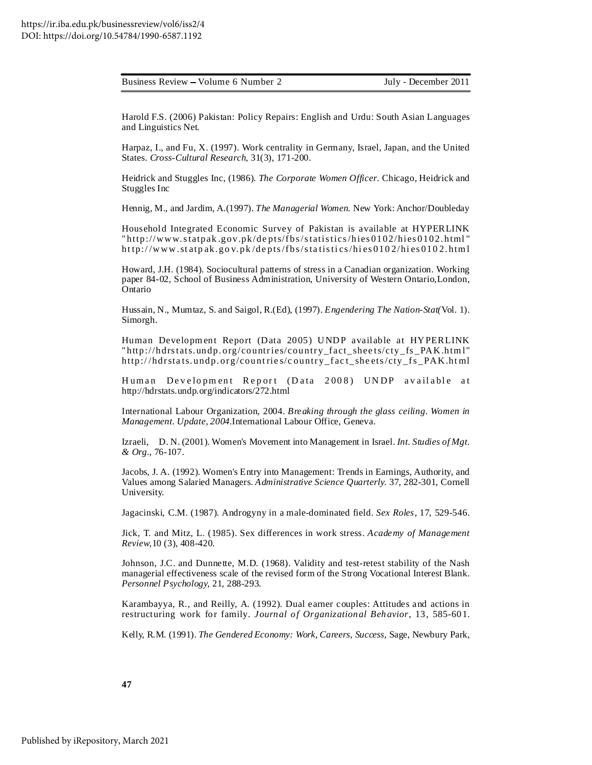Harold F.S. (2006) Pakistan: Policy Repairs: English and Urdu: South Asian Languages and Linguistics Net.

Harpaz, I., and Fu, X. (1997). Work centrality in Germany, Israel, Japan, and the United States. *Cross-Cultural Research,* 31(3), 171-200.

Heidrick and Stuggles Inc, (1986). *The Corporate Women Officer.* Chicago, Heidrick and Stuggles Inc

Hennig, M., and Jardim, A.(1997). *The Managerial Women.* New York: Anchor/Doubleday

Household Integrated Economic Survey of Pakistan is available at HYPERLINK "http://www.statpak.gov.pk/depts/fbs/statistics/hies0102/hies0102.html" http://www.statpak.gov.pk/depts/fbs/statistics/hies0102/hies0102.html

Howard, J.H. (1984). Sociocultural patterns of stress in a Canadian organization. Working paper 84-02, School of Business Administration, University of Western Ontario,London, Ontario

Hussain, N., Mumtaz, S. and Saigol, R.(Ed), (1997). *Engendering The Nation-Stat(*Vol. 1). Simorgh.

Human Development Report (Data 2005) UNDP available at HYPERLINK "http://hdrstats.undp.org/countries/country_fact_sheets/cty_fs_PAK.html" http://hdrstats.undp.org/countries/country_fact_sheets/cty_fs_PAK.html

Human Development Report (Data 2008) UNDP available at http://hdrstats.undp.org/indicators/272.html

International Labour Organization, 2004. *Breaking through the glass ceiling. Women in Management. Update, 2004.*International Labour Office, Geneva.

Izraeli, D. N. (2001). Women's Movement into Management in Israel. *Int. Studies of Mgt. & Org.*, 76-107.

Jacobs, J. A. (1992). Women's Entry into Management: Trends in Earnings, Authority, and Values among Salaried Managers. *Administrative Science Quarterly.* 37, 282-301, Cornell University.

Jagacinski, C.M. (1987). Androgyny in a male-dominated field. *Sex Roles*, 17, 529-546.

Jick, T. and Mitz, L. (1985). Sex differences in work stress. *Academy of Management Review,*10 (3), 408-420.

Johnson, J.C. and Dunnette, M.D. (1968). Validity and test-retest stability of the Nash managerial effectiveness scale of the revised form of the Strong Vocational Interest Blank. *Personnel Psychology,* 21, 288-293.

Karambayya, R., and Reilly, A. (1992). Dual earner couples: Attitudes and actions in restructuring work for family. *Journal of Organizational Behavior*, 13, 585-601.

Kelly, R.M. (1991). *The Gendered Economy: Work, Careers, Success*, Sage, Newbury Park,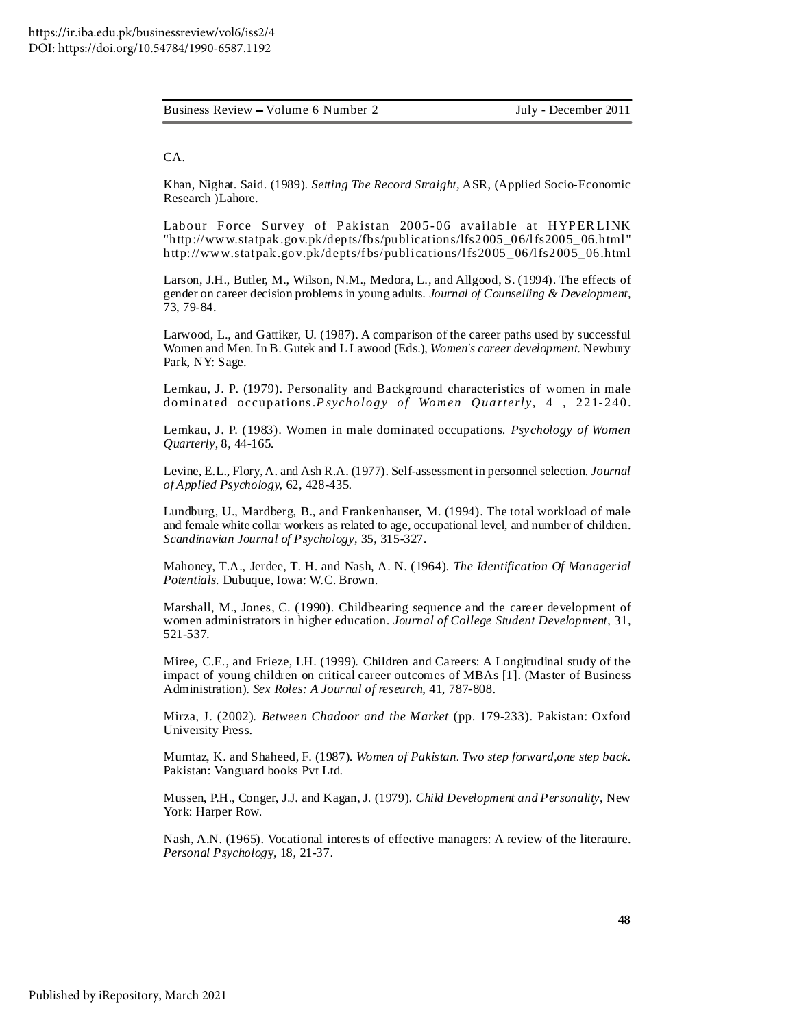CA.

Khan, Nighat. Said. (1989). *Setting The Record Straight*, ASR, (Applied Socio-Economic Research )Lahore.

Labour Force Survey of Pakistan 2005-06 available at HYPERLINK "http://www.statpak.gov.pk/depts/fbs/publications/lfs2005_06/lfs2005_06.html" http://www.statpak.gov.pk/depts/fbs/publications/lfs2005_06/lfs2005_06.html

Larson, J.H., Butler, M., Wilson, N.M., Medora, L., and Allgood, S. (1994). The effects of gender on career decision problems in young adults. *Journal of Counselling & Development*, 73, 79-84.

Larwood, L., and Gattiker, U. (1987). A comparison of the career paths used by successful Women and Men. In B. Gutek and L Lawood (Eds.), *Women's career development*. Newbury Park, NY: Sage.

Lemkau, J. P. (1979). Personality and Background characteristics of women in male dominated occupations.*Psychology of Women Quarterly*, 4 , 221-240.

Lemkau, J. P. (1983). Women in male dominated occupations. *Psychology of Women Quarterly*, 8, 44-165.

Levine, E.L., Flory, A. and Ash R.A. (1977). Self-assessment in personnel selection. *Journal of Applied Psychology*, 62, 428-435.

Lundburg, U., Mardberg, B., and Frankenhauser, M. (1994). The total workload of male and female white collar workers as related to age, occupational level, and number of children. *Scandinavian Journal of Psychology*, 35, 315-327.

Mahoney, T.A., Jerdee, T. H. and Nash, A. N. (1964). *The Identification Of Managerial Potentials.* Dubuque, Iowa: W.C. Brown.

Marshall, M., Jones, C. (1990). Childbearing sequence and the career development of women administrators in higher education. *Journal of College Student Development*, 31, 521-537.

Miree, C.E., and Frieze, I.H. (1999). Children and Careers: A Longitudinal study of the impact of young children on critical career outcomes of MBAs [1]. (Master of Business Administration). *Sex Roles: A Journal of research*, 41, 787-808.

Mirza, J. (2002). *Between Chadoor and the Market* (pp. 179-233). Pakistan: Oxford University Press.

Mumtaz, K. and Shaheed, F. (1987). *Women of Pakistan. Two step forward,one step back.* Pakistan: Vanguard books Pvt Ltd.

Mussen, P.H., Conger, J.J. and Kagan, J. (1979). *Child Development and Personality*, New York: Harper Row.

Nash, A.N. (1965). Vocational interests of effective managers: A review of the literature. *Personal Psychology*, 18, 21-37.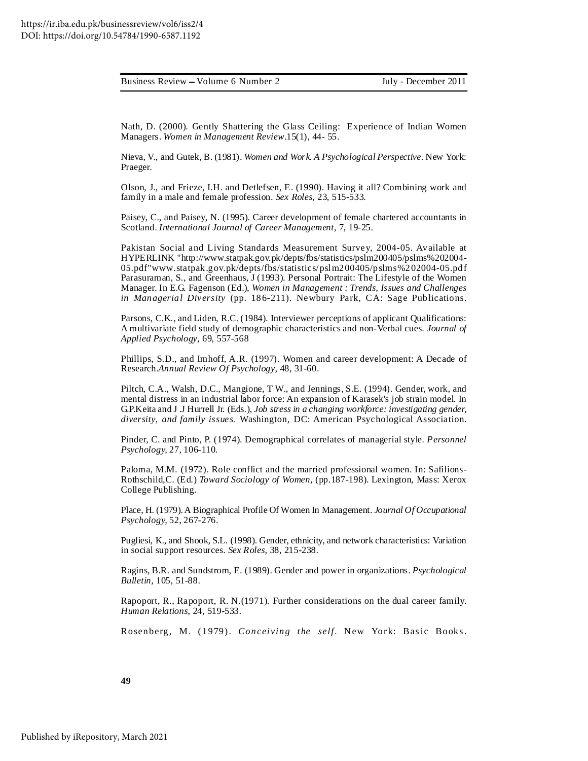Nath, D. (2000). Gently Shattering the Glass Ceiling: Experience of Indian Women Managers. *Women in Management Review*.15(1), 44- 55.

Nieva, V., and Gutek, B. (1981). *Women and Work. A Psychological Perspective*. New York: Praeger.

Olson, J., and Frieze, I.H. and Detlefsen, E. (1990). Having it all? Combining work and family in a male and female profession. *Sex Roles*, 23, 515-533.

Paisey, C., and Paisey, N. (1995). Career development of female chartered accountants in Scotland. *International Journal of Career Management*, 7, 19-25.

Pakistan Social and Living Standards Measurement Survey, 2004-05. Available at HYPERLINK "http://www.statpak.gov.pk/depts/fbs/statistics/pslm200405/pslms%202004-05.pdf"www.statpak.gov.pk/depts/fbs/statistics/pslm200405/pslms%202004-05.pdf
Parasuraman, S., and Greenhaus, J (1993). Personal Portrait: The Lifestyle of the Women Manager. In E.G. Fagenson (Ed.), *Women in Management : Trends, Issues and Challenges in Managerial Diversity* (pp. 186-211). Newbury Park, CA: Sage Publications.

Parsons, C.K., and Liden, R.C. (1984). Interviewer perceptions of applicant Qualifications: A multivariate field study of demographic characteristics and non-Verbal cues. *Journal of Applied Psychology*, 69, 557-568

Phillips, S.D., and Imhoff, A.R. (1997). Women and career development: A Decade of Research.*Annual Review Of Psychology*, 48, 31-60.

Piltch, C.A., Walsh, D.C., Mangione, T W., and Jennings, S.E. (1994). Gender, work, and mental distress in an industrial labor force: An expansion of Karasek's job strain model. In G.P.Keita and J .J Hurrell Jr. (Eds.), *Job stress in a changing workforce: investigating gender, diversity, and family issues*. Washington, DC: American Psychological Association.

Pinder, C. and Pinto, P. (1974). Demographical correlates of managerial style. *Personnel Psychology*, 27, 106-110.

Paloma, M.M. (1972). Role conflict and the married professional women. In: Safilions-Rothschild,C. (Ed.) *Toward Sociology of Women*, (pp.187-198). Lexington, Mass: Xerox College Publishing.

Place, H. (1979). A Biographical Profile Of Women In Management. *Journal Of Occupational Psychology*, 52, 267-276.

Pugliesi, K., and Shook, S.L. (1998). Gender, ethnicity, and network characteristics: Variation in social support resources. *Sex Roles*, 38, 215-238.

Ragins, B.R. and Sundstrom, E. (1989). Gender and power in organizations. *Psychological Bulletin*, 105, 51-88.

Rapoport, R., Rapoport, R. N.(1971). Further considerations on the dual career family. *Human Relations*, 24, 519-533.

Rosenberg, M. (1979). *Conceiving the self*. New York: Basic Books.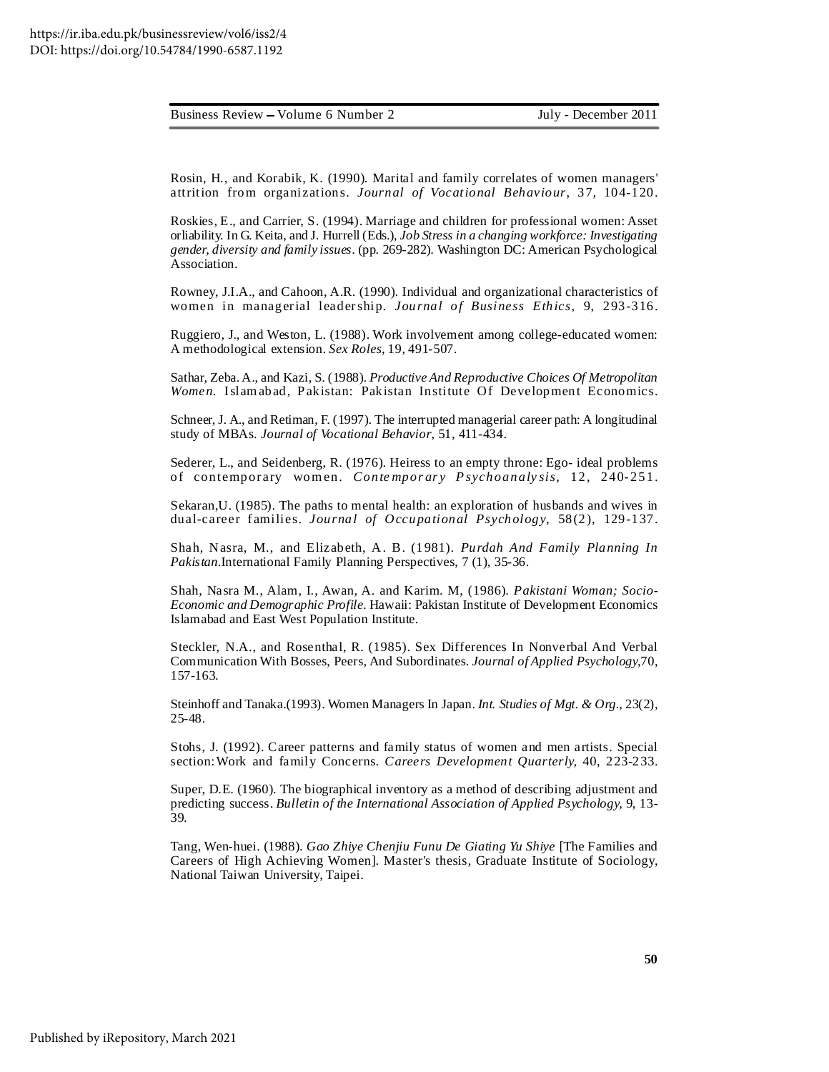Rosin, H., and Korabik, K. (1990). Marital and family correlates of women managers' attrition from organizations. *Journal of Vocational Behaviour*, 37, 104-120.

Roskies, E., and Carrier, S. (1994). Marriage and children for professional women: Asset orliability. In G. Keita, and J. Hurrell (Eds.), *Job Stress in a changing workforce: Investigating gender, diversity and family issues*. (pp. 269-282). Washington DC: American Psychological Association.

Rowney, J.I.A., and Cahoon, A.R. (1990). Individual and organizational characteristics of women in managerial leadership. *Journal of Business Ethics*, 9, 293-316.

Ruggiero, J., and Weston, L. (1988). Work involvement among college-educated women: A methodological extension. *Sex Roles*, 19, 491-507.

Sathar, Zeba. A., and Kazi, S. (1988). *Productive And Reproductive Choices Of Metropolitan Women*. Islamabad, Pakistan: Pakistan Institute Of Development Economics.

Schneer, J. A., and Retiman, F. (1997). The interrupted managerial career path: A longitudinal study of MBAs. *Journal of Vocational Behavior*, 51, 411-434.

Sederer, L., and Seidenberg, R. (1976). Heiress to an empty throne: Ego- ideal problems of contemporary women. *Contemporary Psychoanalysis*, 12, 240-251.

Sekaran,U. (1985). The paths to mental health: an exploration of husbands and wives in dual-career families. *Journal of Occupational Psychology*, 58(2), 129-137.

Shah, Nasra, M., and Elizabeth, A. B. (1981). *Purdah And Family Planning In Pakistan*.International Family Planning Perspectives, 7 (1), 35-36.

Shah, Nasra M., Alam, I., Awan, A. and Karim. M, (1986). *Pakistani Woman; Socio-Economic and Demographic Profile*. Hawaii: Pakistan Institute of Development Economics Islamabad and East West Population Institute.

Steckler, N.A., and Rosenthal, R. (1985). Sex Differences In Nonverbal And Verbal Communication With Bosses, Peers, And Subordinates. *Journal of Applied Psychology*,70, 157-163.

Steinhoff and Tanaka.(1993). Women Managers In Japan. *Int. Studies of Mgt. & Org.*, 23(2), 25-48.

Stohs, J. (1992). Career patterns and family status of women and men artists. Special section:Work and family Concerns. *Careers Development Quarterly*, 40, 223-233.

Super, D.E. (1960). The biographical inventory as a method of describing adjustment and predicting success. *Bulletin of the International Association of Applied Psychology*, 9, 13-39.

Tang, Wen-huei. (1988). *Gao Zhiye Chenjiu Funu De Giating Yu Shiye* [The Families and Careers of High Achieving Women]. Master's thesis, Graduate Institute of Sociology, National Taiwan University, Taipei.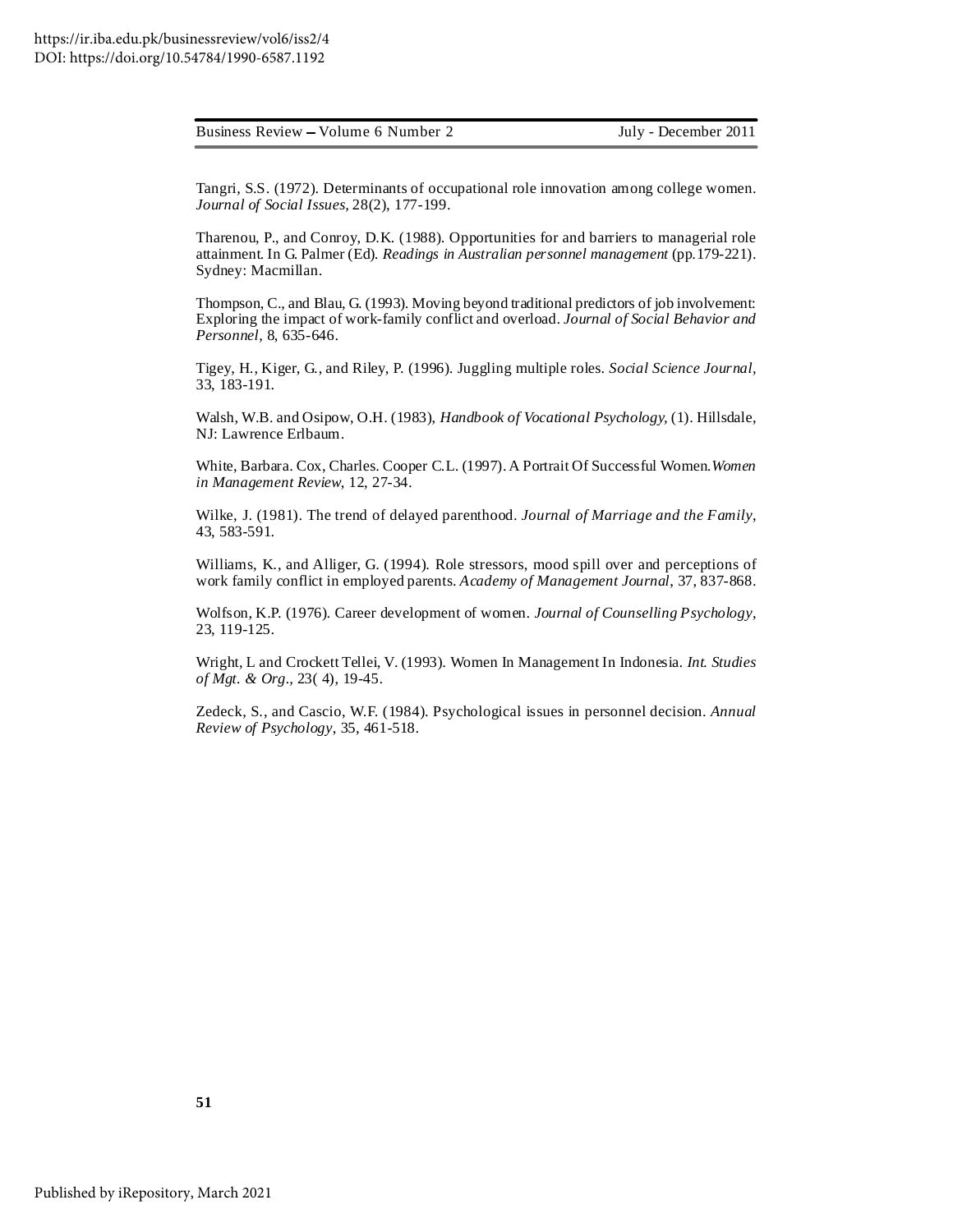Tangri, S.S. (1972). Determinants of occupational role innovation among college women. *Journal of Social Issues*, 28(2), 177-199.

Tharenou, P., and Conroy, D.K. (1988). Opportunities for and barriers to managerial role attainment. In G. Palmer (Ed). *Readings in Australian personnel management* (pp.179-221). Sydney: Macmillan.

Thompson, C., and Blau, G. (1993). Moving beyond traditional predictors of job involvement: Exploring the impact of work-family conflict and overload. *Journal of Social Behavior and Personnel*, 8, 635-646.

Tigey, H., Kiger, G., and Riley, P. (1996). Juggling multiple roles. *Social Science Journal*, 33, 183-191.

Walsh, W.B. and Osipow, O.H. (1983), *Handbook of Vocational Psychology*, (1). Hillsdale, NJ: Lawrence Erlbaum.

White, Barbara. Cox, Charles. Cooper C.L. (1997). A Portrait Of Successful Women.*Women in Management Review*, 12, 27-34.

Wilke, J. (1981). The trend of delayed parenthood. *Journal of Marriage and the Family*, 43, 583-591.

Williams, K., and Alliger, G. (1994). Role stressors, mood spill over and perceptions of work family conflict in employed parents. *Academy of Management Journal*, 37, 837-868.

Wolfson, K.P. (1976). Career development of women. *Journal of Counselling Psychology*, 23, 119-125.

Wright, L and Crockett Tellei, V. (1993). Women In Management In Indonesia. *Int. Studies of Mgt. & Org*., 23( 4), 19-45.

Zedeck, S., and Cascio, W.F. (1984). Psychological issues in personnel decision. *Annual Review of Psychology*, 35, 461-518.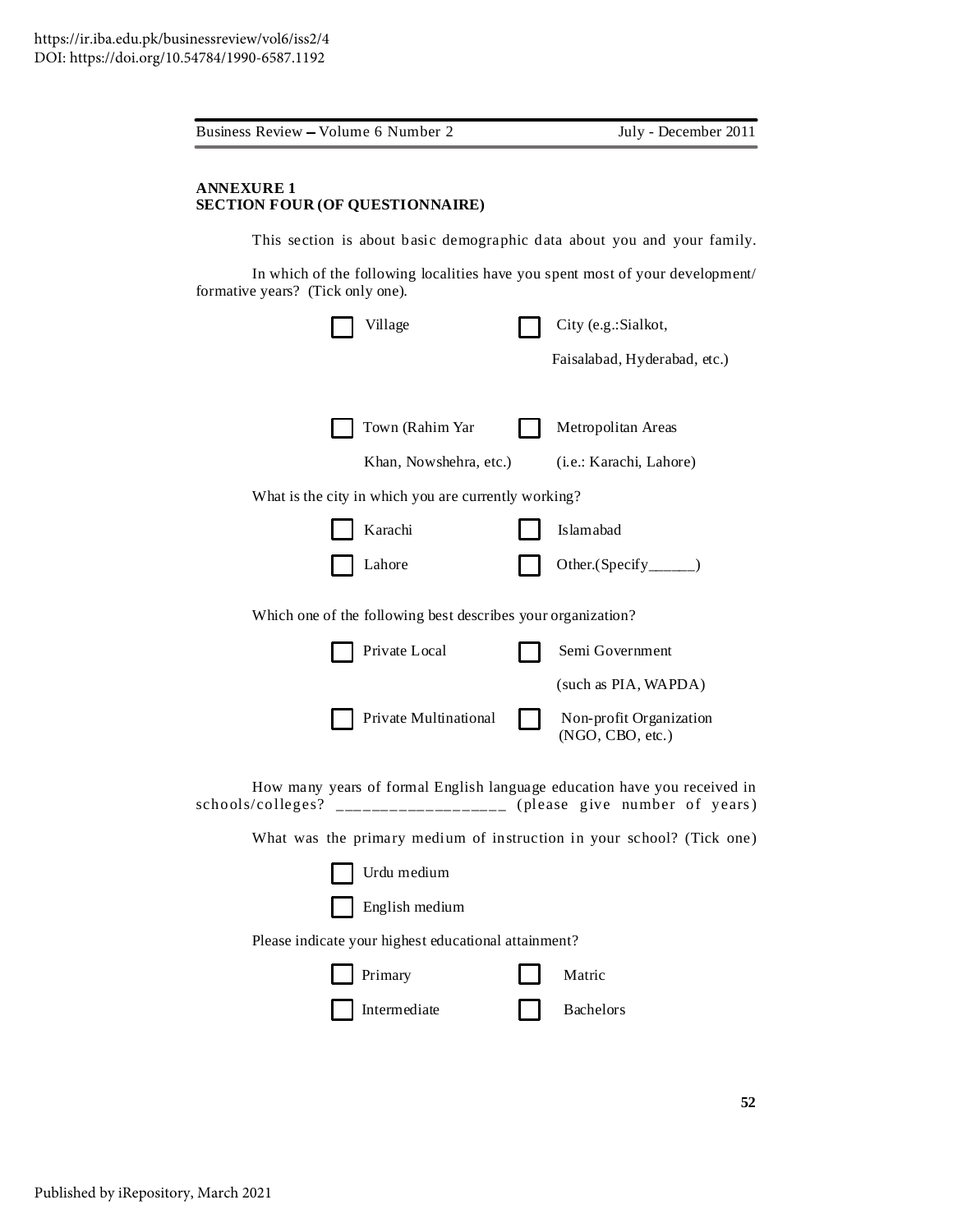**ANNEXURE 1**
**SECTION FOUR (OF QUESTIONNAIRE)**

This section is about basic demographic data about you and your family.

In which of the following localities have you spent most of your development/ formative years? (Tick only one).

- ☐ Village
- ☐ City (e.g.:Sialkot, Faisalabad, Hyderabad, etc.)
- ☐ Town (Rahim Yar Khan, Nowshehra, etc.)
- ☐ Metropolitan Areas (i.e.: Karachi, Lahore)

What is the city in which you are currently working?

- ☐ Karachi
- ☐ Islamabad
- ☐ Lahore
- ☐ Other.(Specify______)

Which one of the following best describes your organization?

- ☐ Private Local
- ☐ Semi Government (such as PIA, WAPDA)
- ☐ Private Multinational
- ☐ Non-profit Organization (NGO, CBO, etc.)

How many years of formal English language education have you received in schools/colleges? __________________ (please give number of years)

What was the primary medium of instruction in your school? (Tick one)

- ☐ Urdu medium
- ☐ English medium

Please indicate your highest educational attainment?

- ☐ Primary
- ☐ Matric
- ☐ Intermediate
- ☐ Bachelors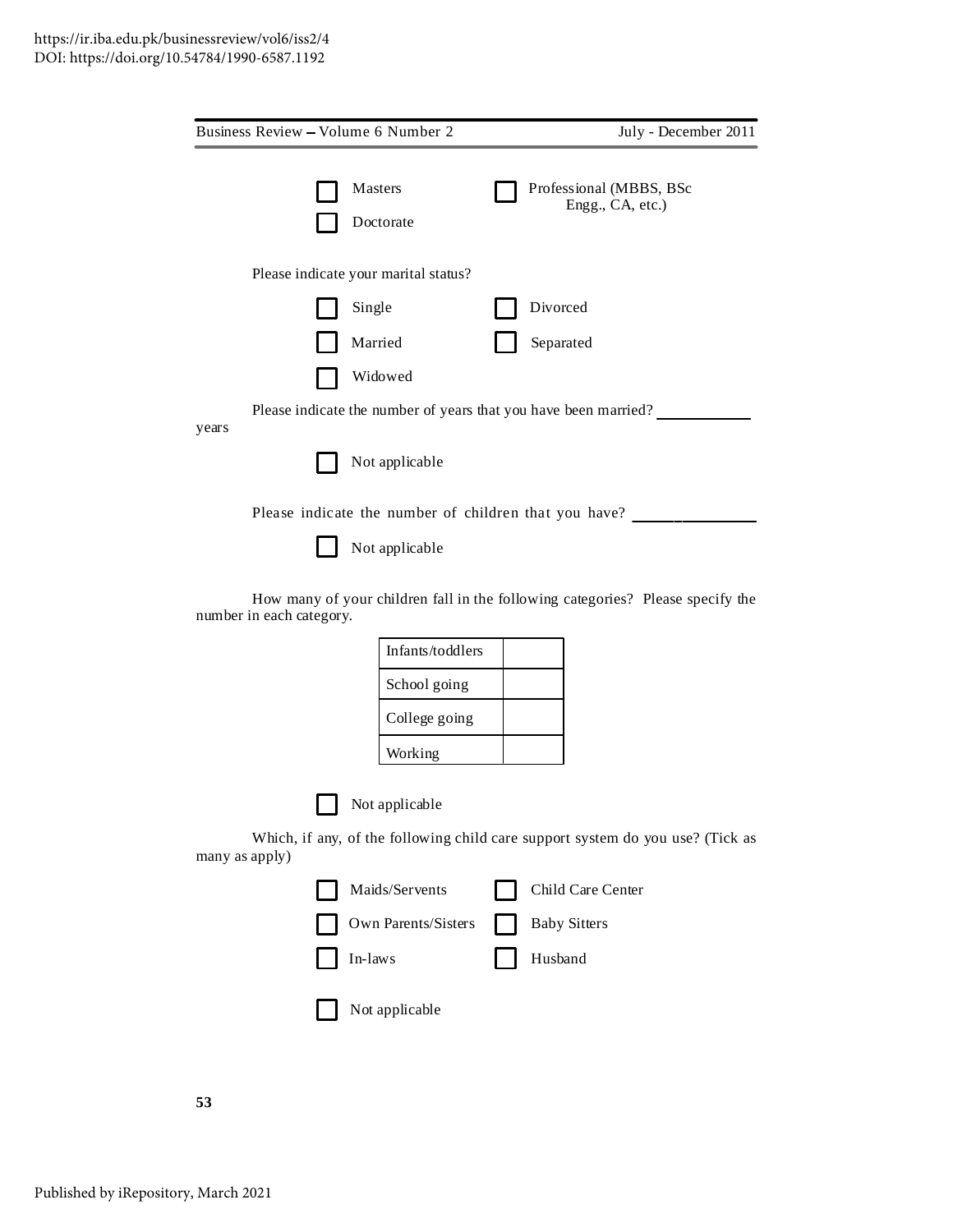- [ ] Masters
- [ ] Doctorate
- [ ] Professional (MBBS, BSc Engg., CA, etc.)

Please indicate your marital status?

- [ ] Single
- [ ] Married
- [ ] Widowed
- [ ] Divorced
- [ ] Separated

Please indicate the number of years that you have been married? ____________ years

- [ ] Not applicable

Please indicate the number of children that you have? ________________

- [ ] Not applicable

How many of your children fall in the following categories? Please specify the number in each category.

| | |
|---|---|
| Infants/toddlers | |
| School going | |
| College going | |
| Working | |

- [ ] Not applicable

Which, if any, of the following child care support system do you use? (Tick as many as apply)

- [ ] Maids/Servents
- [ ] Own Parents/Sisters
- [ ] In-laws
- [ ] Child Care Center
- [ ] Baby Sitters
- [ ] Husband

- [ ] Not applicable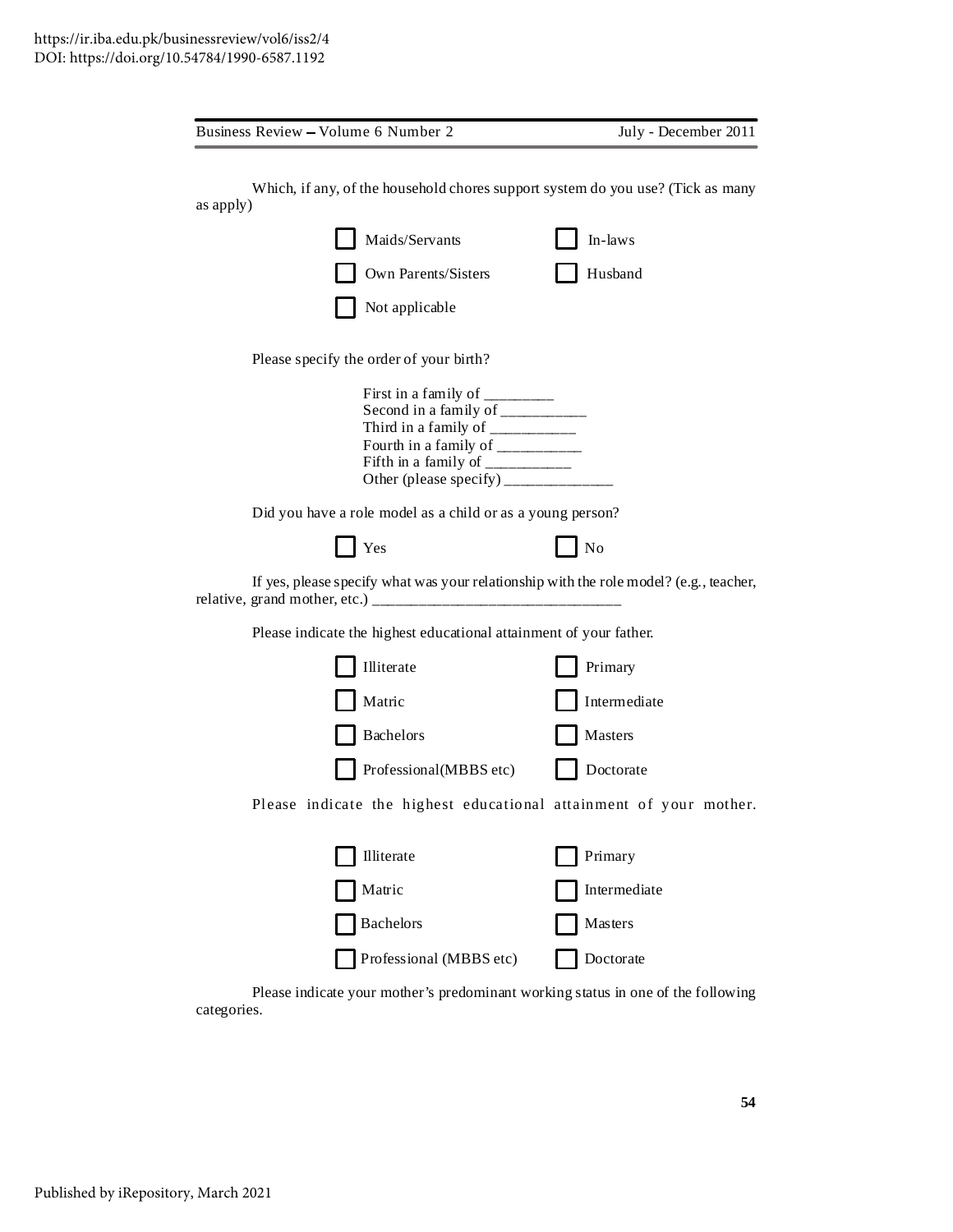Which, if any, of the household chores support system do you use? (Tick as many as apply)

- ☐ Maids/Servants
- ☐ In-laws
- ☐ Own Parents/Sisters
- ☐ Husband
- ☐ Not applicable

Please specify the order of your birth?

First in a family of _________
Second in a family of ___________
Third in a family of ___________
Fourth in a family of ___________
Fifth in a family of ___________
Other (please specify) _______________

Did you have a role model as a child or as a young person?

- ☐ Yes
- ☐ No

If yes, please specify what was your relationship with the role model? (e.g., teacher, relative, grand mother, etc.) ________________________________

Please indicate the highest educational attainment of your father.

- ☐ Illiterate
- ☐ Primary
- ☐ Matric
- ☐ Intermediate
- ☐ Bachelors
- ☐ Masters
- ☐ Professional(MBBS etc)
- ☐ Doctorate

Please indicate the highest educational attainment of your mother.

- ☐ Illiterate
- ☐ Primary
- ☐ Matric
- ☐ Intermediate
- ☐ Bachelors
- ☐ Masters
- ☐ Professional (MBBS etc)
- ☐ Doctorate

Please indicate your mother's predominant working status in one of the following categories.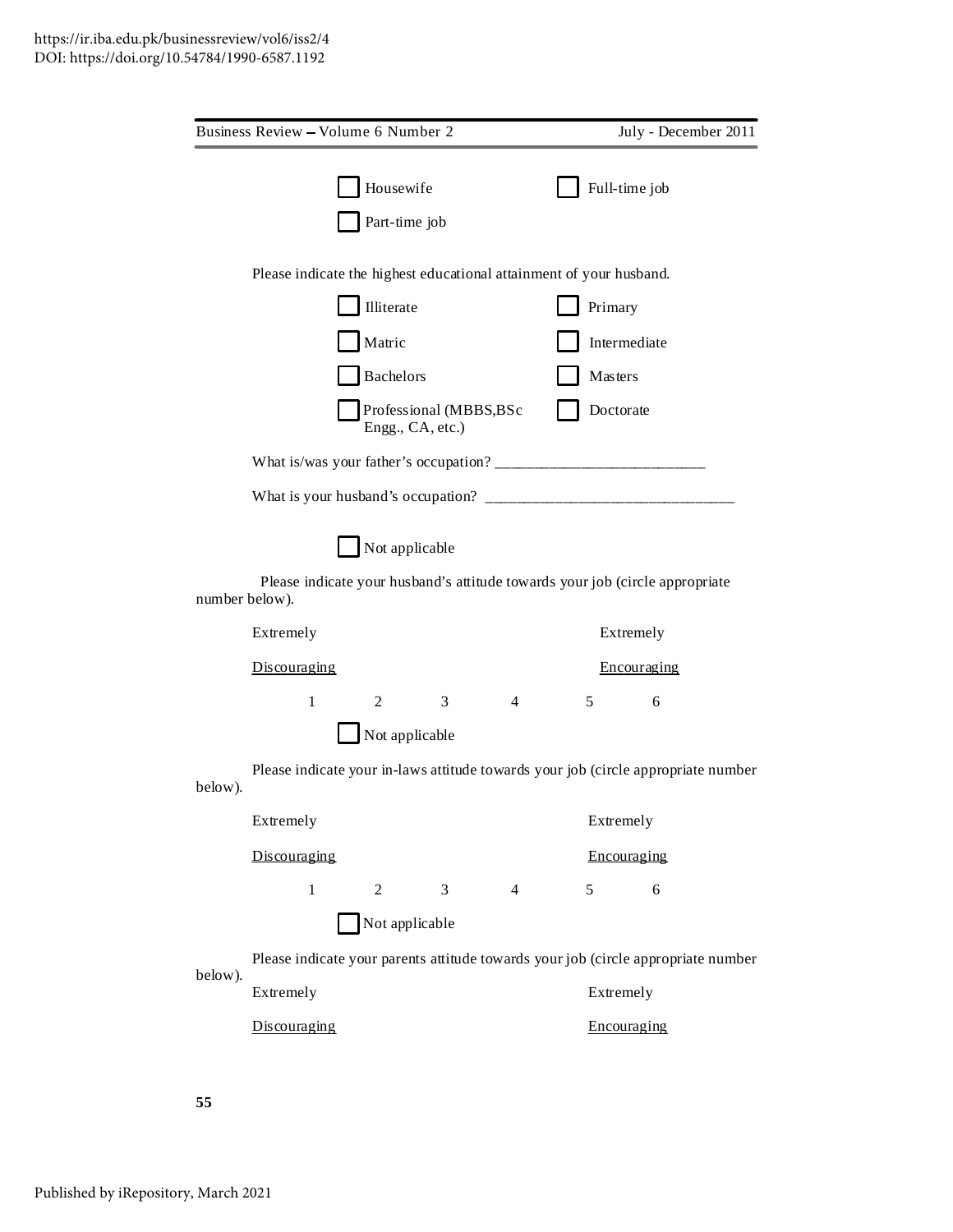☐ Housewife ☐ Full-time job

☐ Part-time job

Please indicate the highest educational attainment of your husband.

☐ Illiterate ☐ Primary

☐ Matric ☐ Intermediate

☐ Bachelors ☐ Masters

☐ Professional (MBBS,BSc Engg., CA, etc.) ☐ Doctorate

What is/was your father's occupation? ___________________________

What is your husband's occupation? ________________________________

☐ Not applicable

Please indicate your husband's attitude towards your job (circle appropriate number below).

| Extremely Discouraging | | | | | Extremely Encouraging |
|---|---|---|---|---|---|
| 1 | 2 | 3 | 4 | 5 | 6 |

☐ Not applicable

Please indicate your in-laws attitude towards your job (circle appropriate number below).

| Extremely Discouraging | | | | | Extremely Encouraging |
|---|---|---|---|---|---|
| 1 | 2 | 3 | 4 | 5 | 6 |

☐ Not applicable

Please indicate your parents attitude towards your job (circle appropriate number below).

Extremely Discouraging &nbsp;&nbsp;&nbsp;&nbsp;&nbsp;&nbsp;&nbsp;&nbsp; Extremely Encouraging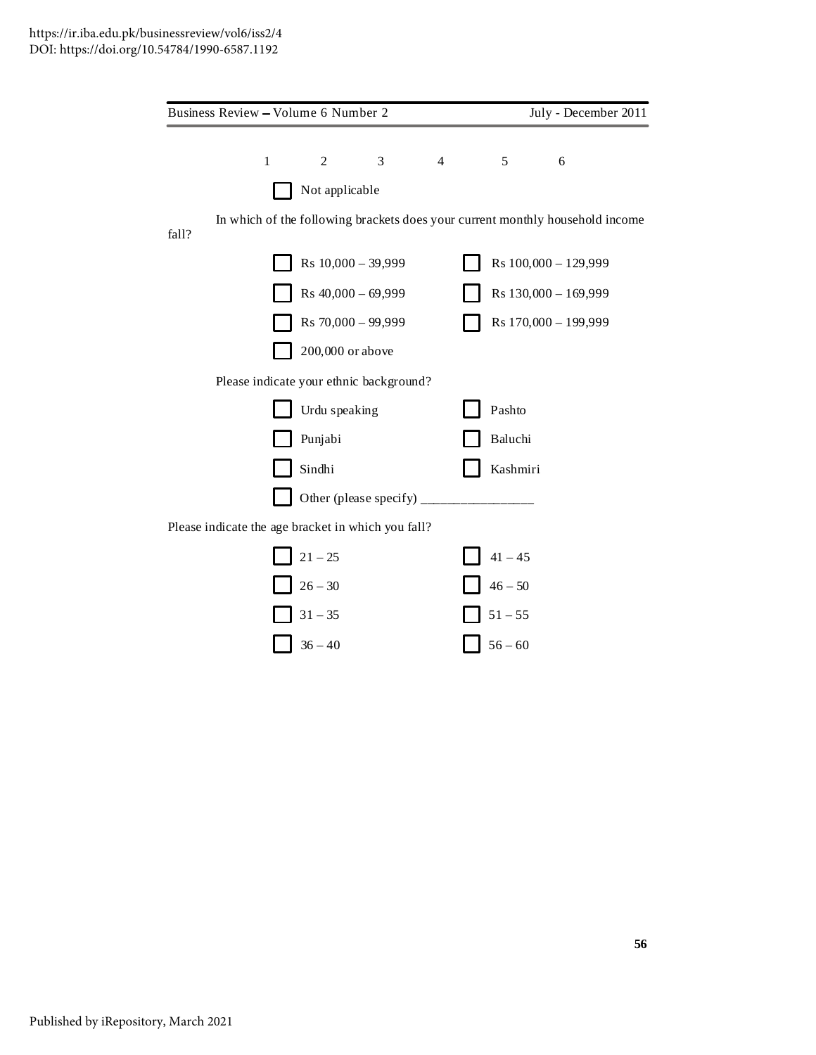1 2 3 4 5 6

☐ Not applicable

In which of the following brackets does your current monthly household income fall?

☐ Rs 10,000 – 39,999 ☐ Rs 100,000 – 129,999

☐ Rs 40,000 – 69,999 ☐ Rs 130,000 – 169,999

☐ Rs 70,000 – 99,999 ☐ Rs 170,000 – 199,999

☐ 200,000 or above

Please indicate your ethnic background?

☐ Urdu speaking ☐ Pashto

☐ Punjabi ☐ Baluchi

☐ Sindhi ☐ Kashmiri

☐ Other (please specify) _________________

Please indicate the age bracket in which you fall?

☐ 21 – 25 ☐ 41 – 45

☐ 26 – 30 ☐ 46 – 50

☐ 31 – 35 ☐ 51 – 55

☐ 36 – 40 ☐ 56 – 60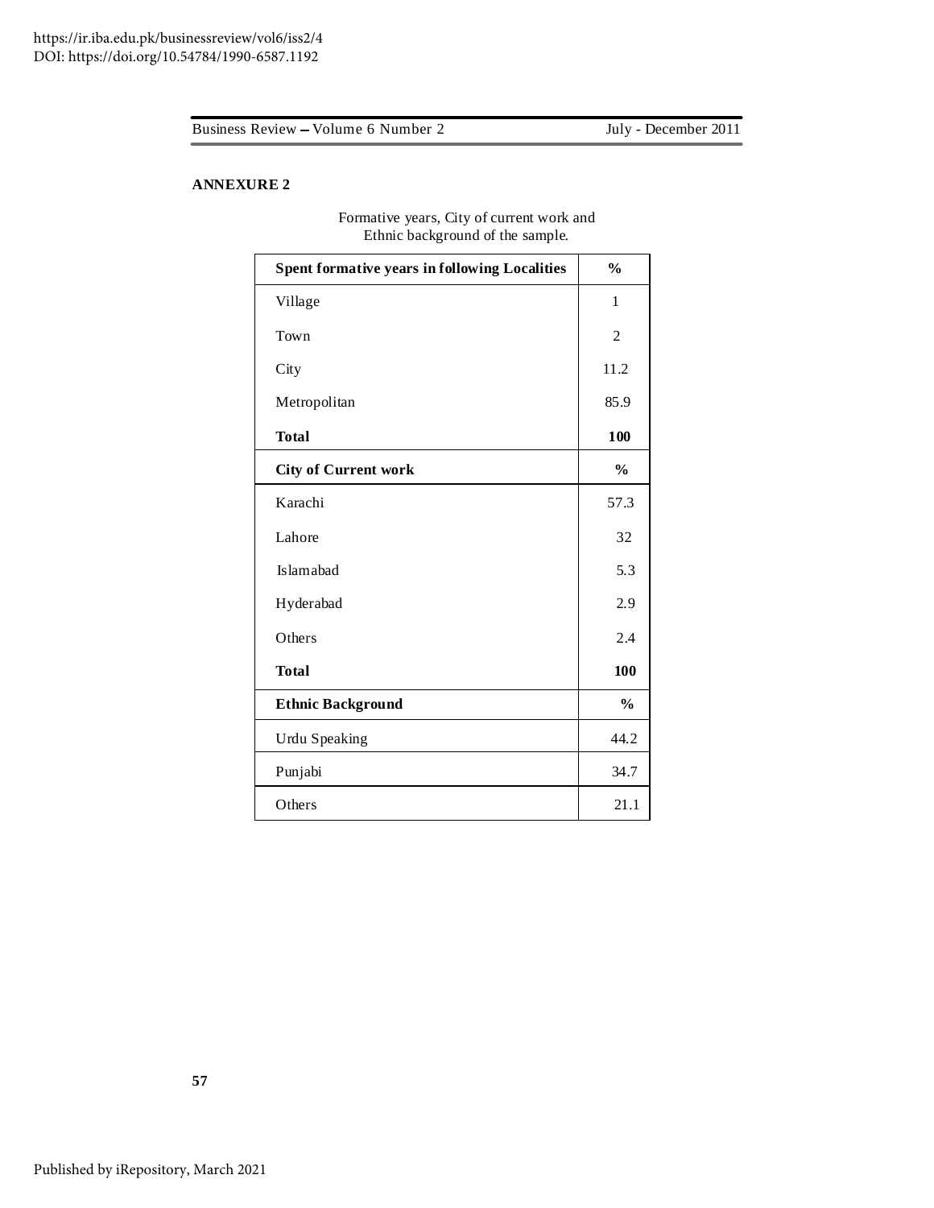## ANNEXURE 2

Formative years, City of current work and Ethnic background of the sample.

| **Spent formative years in following Localities** | **%** |
|---|---|
| Village | 1 |
| Town | 2 |
| City | 11.2 |
| Metropolitan | 85.9 |
| **Total** | **100** |
| **City of Current work** | **%** |
| Karachi | 57.3 |
| Lahore | 32 |
| Islamabad | 5.3 |
| Hyderabad | 2.9 |
| Others | 2.4 |
| **Total** | **100** |
| **Ethnic Background** | **%** |
| Urdu Speaking | 44.2 |
| Punjabi | 34.7 |
| Others | 21.1 |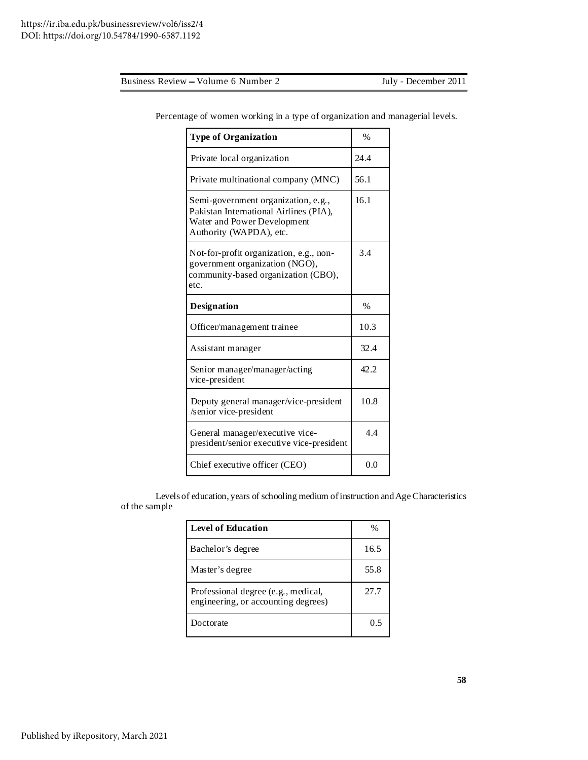Percentage of women working in a type of organization and managerial levels.

| Type of Organization | % |
|---|---|
| Private local organization | 24.4 |
| Private multinational company (MNC) | 56.1 |
| Semi-government organization, e.g., Pakistan International Airlines (PIA), Water and Power Development Authority (WAPDA), etc. | 16.1 |
| Not-for-profit organization, e.g., non-government organization (NGO), community-based organization (CBO), etc. | 3.4 |
| **Designation** | **%** |
| Officer/management trainee | 10.3 |
| Assistant manager | 32.4 |
| Senior manager/manager/acting vice-president | 42.2 |
| Deputy general manager/vice-president /senior vice-president | 10.8 |
| General manager/executive vice-president/senior executive vice-president | 4.4 |
| Chief executive officer (CEO) | 0.0 |

Levels of education, years of schooling medium of instruction and Age Characteristics of the sample

| Level of Education | % |
|---|---|
| Bachelor's degree | 16.5 |
| Master's degree | 55.8 |
| Professional degree (e.g., medical, engineering, or accounting degrees) | 27.7 |
| Doctorate | 0.5 |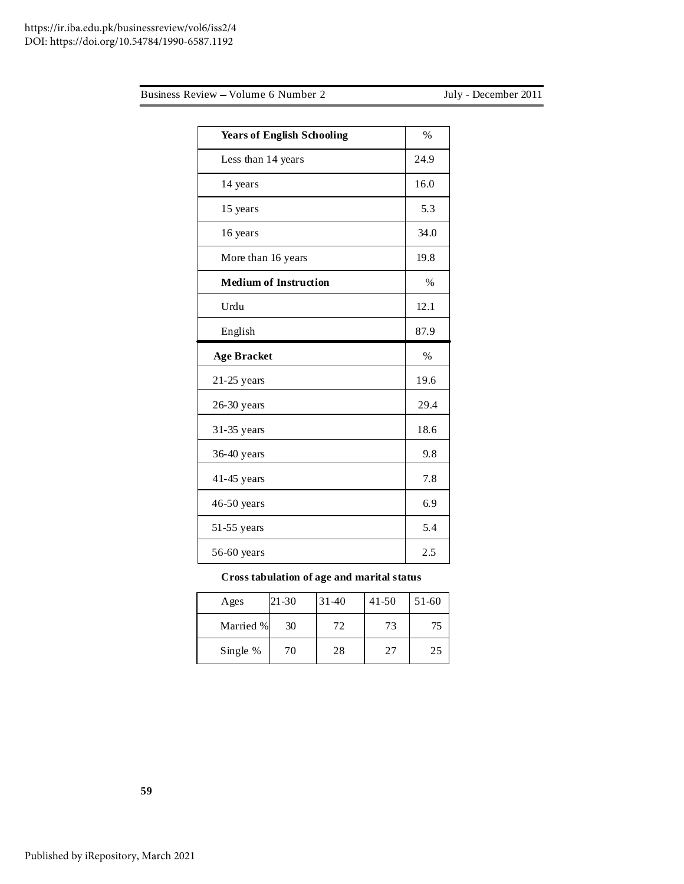| Years of English Schooling | % |
|---|---|
| Less than 14 years | 24.9 |
| 14 years | 16.0 |
| 15 years | 5.3 |
| 16 years | 34.0 |
| More than 16 years | 19.8 |

| Medium of Instruction | % |
|---|---|
| Urdu | 12.1 |
| English | 87.9 |

| Age Bracket | % |
|---|---|
| 21-25 years | 19.6 |
| 26-30 years | 29.4 |
| 31-35 years | 18.6 |
| 36-40 years | 9.8 |
| 41-45 years | 7.8 |
| 46-50 years | 6.9 |
| 51-55 years | 5.4 |
| 56-60 years | 2.5 |

**Cross tabulation of age and marital status**

| Ages | 21-30 | 31-40 | 41-50 | 51-60 |
|---|---|---|---|---|
| Married % | 30 | 72 | 73 | 75 |
| Single % | 70 | 28 | 27 | 25 |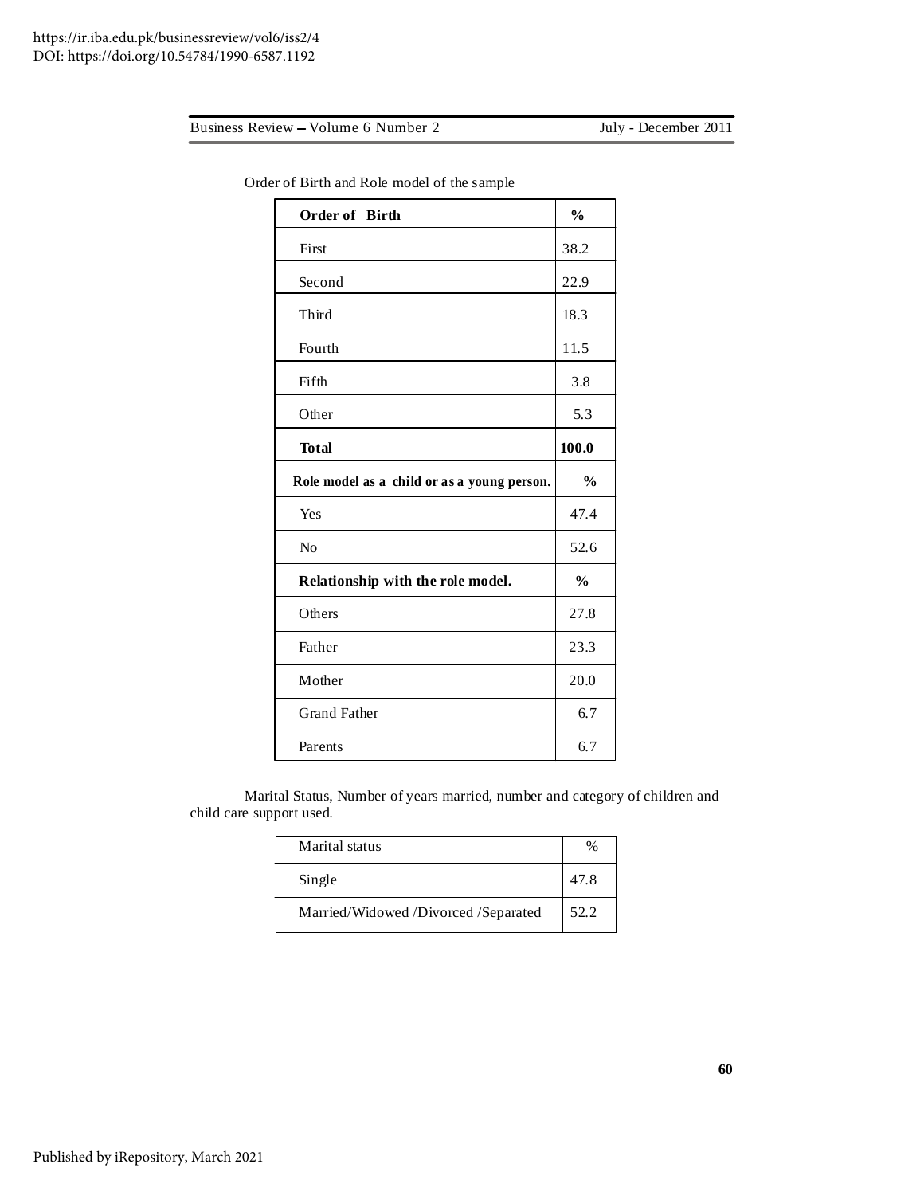Order of Birth and Role model of the sample

| Order of Birth | % |
|---|---|
| First | 38.2 |
| Second | 22.9 |
| Third | 18.3 |
| Fourth | 11.5 |
| Fifth | 3.8 |
| Other | 5.3 |
| **Total** | **100.0** |
| **Role model as a child or as a young person.** | **%** |
| Yes | 47.4 |
| No | 52.6 |
| **Relationship with the role model.** | **%** |
| Others | 27.8 |
| Father | 23.3 |
| Mother | 20.0 |
| Grand Father | 6.7 |
| Parents | 6.7 |

Marital Status, Number of years married, number and category of children and child care support used.

| Marital status | % |
|---|---|
| Single | 47.8 |
| Married/Widowed /Divorced /Separated | 52.2 |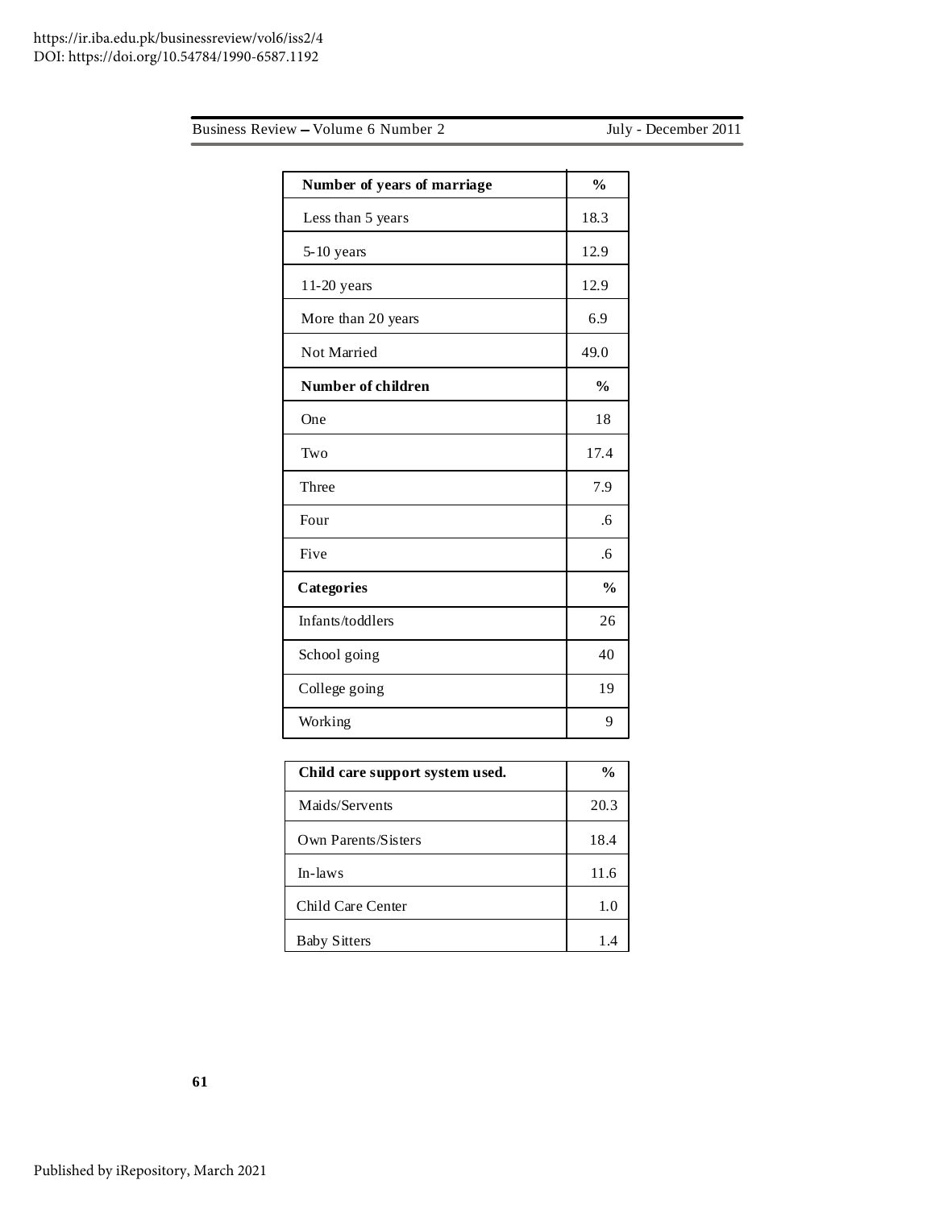| Number of years of marriage | % |
|---|---|
| Less than 5 years | 18.3 |
| 5-10 years | 12.9 |
| 11-20 years | 12.9 |
| More than 20 years | 6.9 |
| Not Married | 49.0 |
| **Number of children** | **%** |
| One | 18 |
| Two | 17.4 |
| Three | 7.9 |
| Four | .6 |
| Five | .6 |
| **Categories** | **%** |
| Infants/toddlers | 26 |
| School going | 40 |
| College going | 19 |
| Working | 9 |

| Child care support system used. | % |
|---|---|
| Maids/Servents | 20.3 |
| Own Parents/Sisters | 18.4 |
| In-laws | 11.6 |
| Child Care Center | 1.0 |
| Baby Sitters | 1.4 |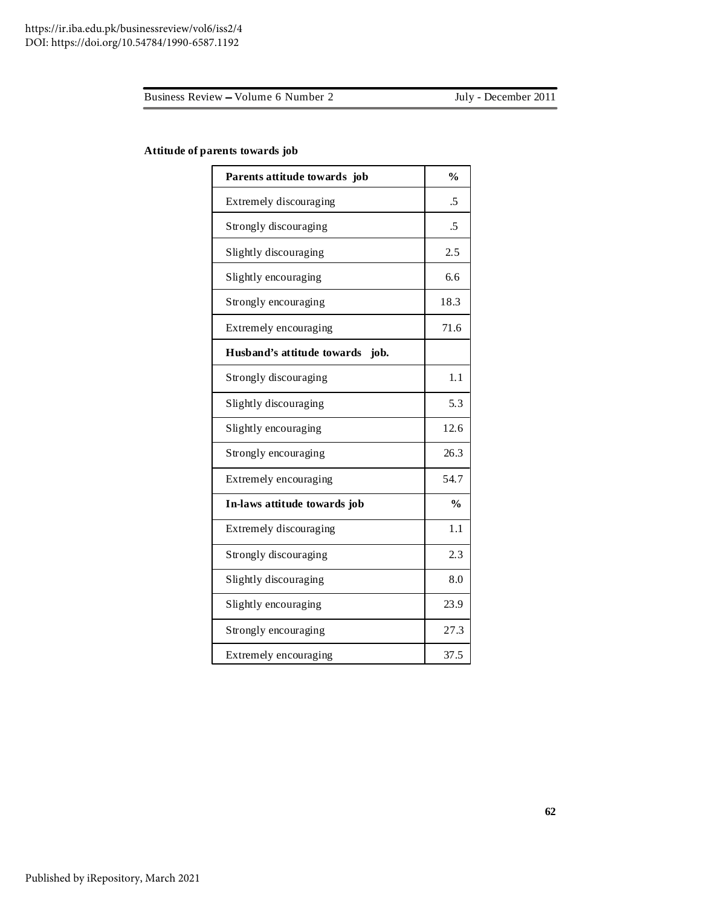**Attitude of parents towards job**

| Parents attitude towards job | % |
|---|---|
| Extremely discouraging | .5 |
| Strongly discouraging | .5 |
| Slightly discouraging | 2.5 |
| Slightly encouraging | 6.6 |
| Strongly encouraging | 18.3 |
| Extremely encouraging | 71.6 |
| **Husband's attitude towards job.** | |
| Strongly discouraging | 1.1 |
| Slightly discouraging | 5.3 |
| Slightly encouraging | 12.6 |
| Strongly encouraging | 26.3 |
| Extremely encouraging | 54.7 |
| **In-laws attitude towards job** | **%** |
| Extremely discouraging | 1.1 |
| Strongly discouraging | 2.3 |
| Slightly discouraging | 8.0 |
| Slightly encouraging | 23.9 |
| Strongly encouraging | 27.3 |
| Extremely encouraging | 37.5 |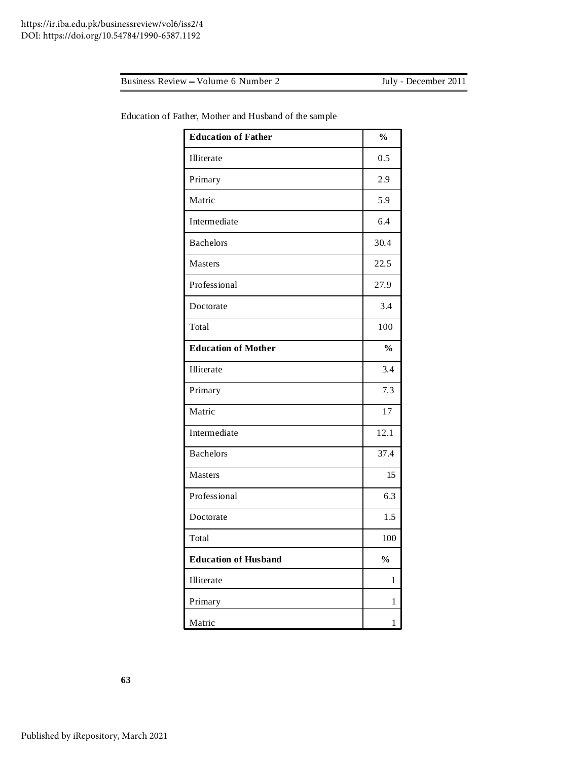Education of Father, Mother and Husband of the sample

| **Education of Father** | **%** |
|---|---|
| Illiterate | 0.5 |
| Primary | 2.9 |
| Matric | 5.9 |
| Intermediate | 6.4 |
| Bachelors | 30.4 |
| Masters | 22.5 |
| Professional | 27.9 |
| Doctorate | 3.4 |
| Total | 100 |
| **Education of Mother** | **%** |
| Illiterate | 3.4 |
| Primary | 7.3 |
| Matric | 17 |
| Intermediate | 12.1 |
| Bachelors | 37.4 |
| Masters | 15 |
| Professional | 6.3 |
| Doctorate | 1.5 |
| Total | 100 |
| **Education of Husband** | **%** |
| Illiterate | 1 |
| Primary | 1 |
| Matric | 1 |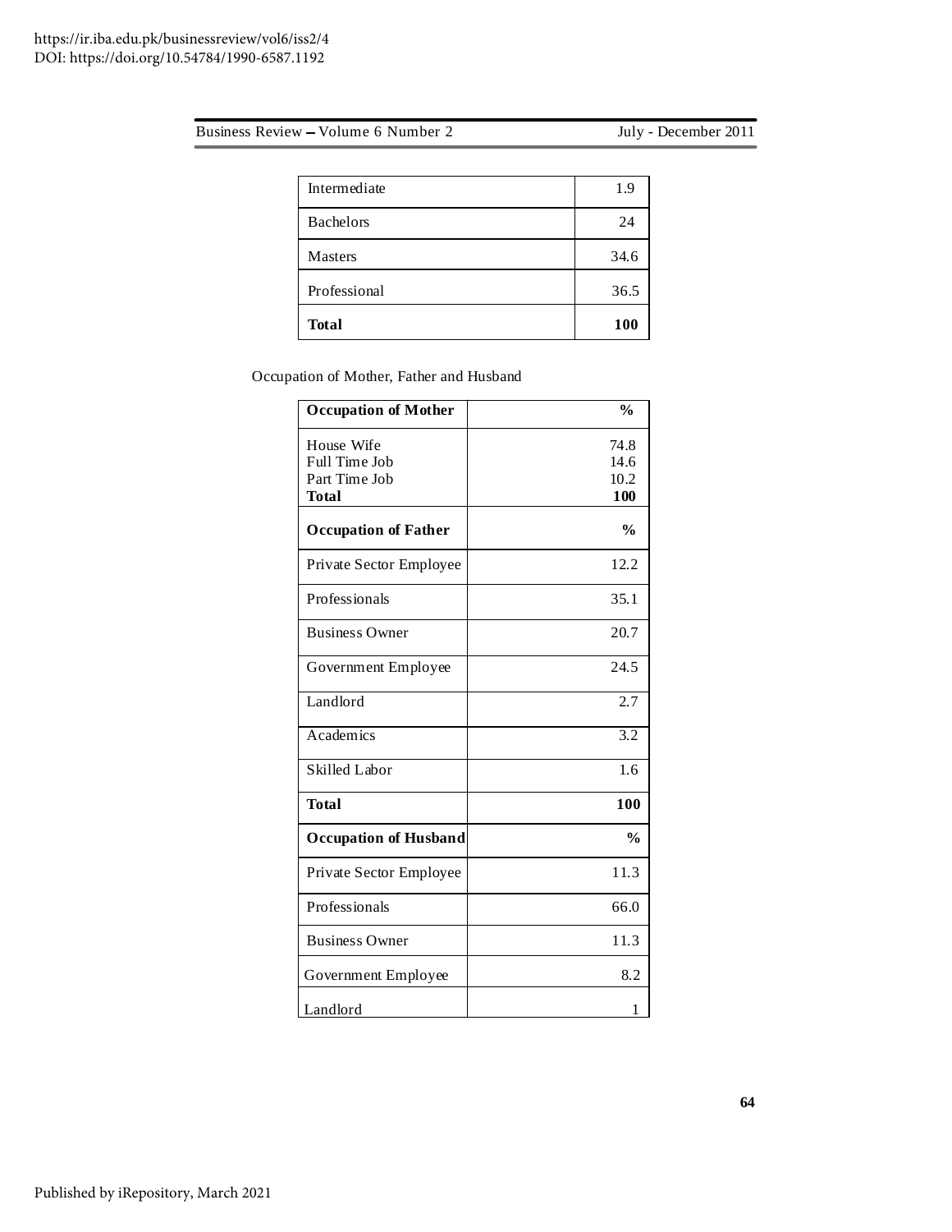| Intermediate | 1.9 |
|---|---|
| Bachelors | 24 |
| Masters | 34.6 |
| Professional | 36.5 |
| **Total** | **100** |

Occupation of Mother, Father and Husband

| **Occupation of Mother** | **%** |
|---|---|
| House Wife | 74.8 |
| Full Time Job | 14.6 |
| Part Time Job | 10.2 |
| **Total** | **100** |
| **Occupation of Father** | **%** |
| Private Sector Employee | 12.2 |
| Professionals | 35.1 |
| Business Owner | 20.7 |
| Government Employee | 24.5 |
| Landlord | 2.7 |
| Academics | 3.2 |
| Skilled Labor | 1.6 |
| **Total** | **100** |
| **Occupation of Husband** | **%** |
| Private Sector Employee | 11.3 |
| Professionals | 66.0 |
| Business Owner | 11.3 |
| Government Employee | 8.2 |
| Landlord | 1 |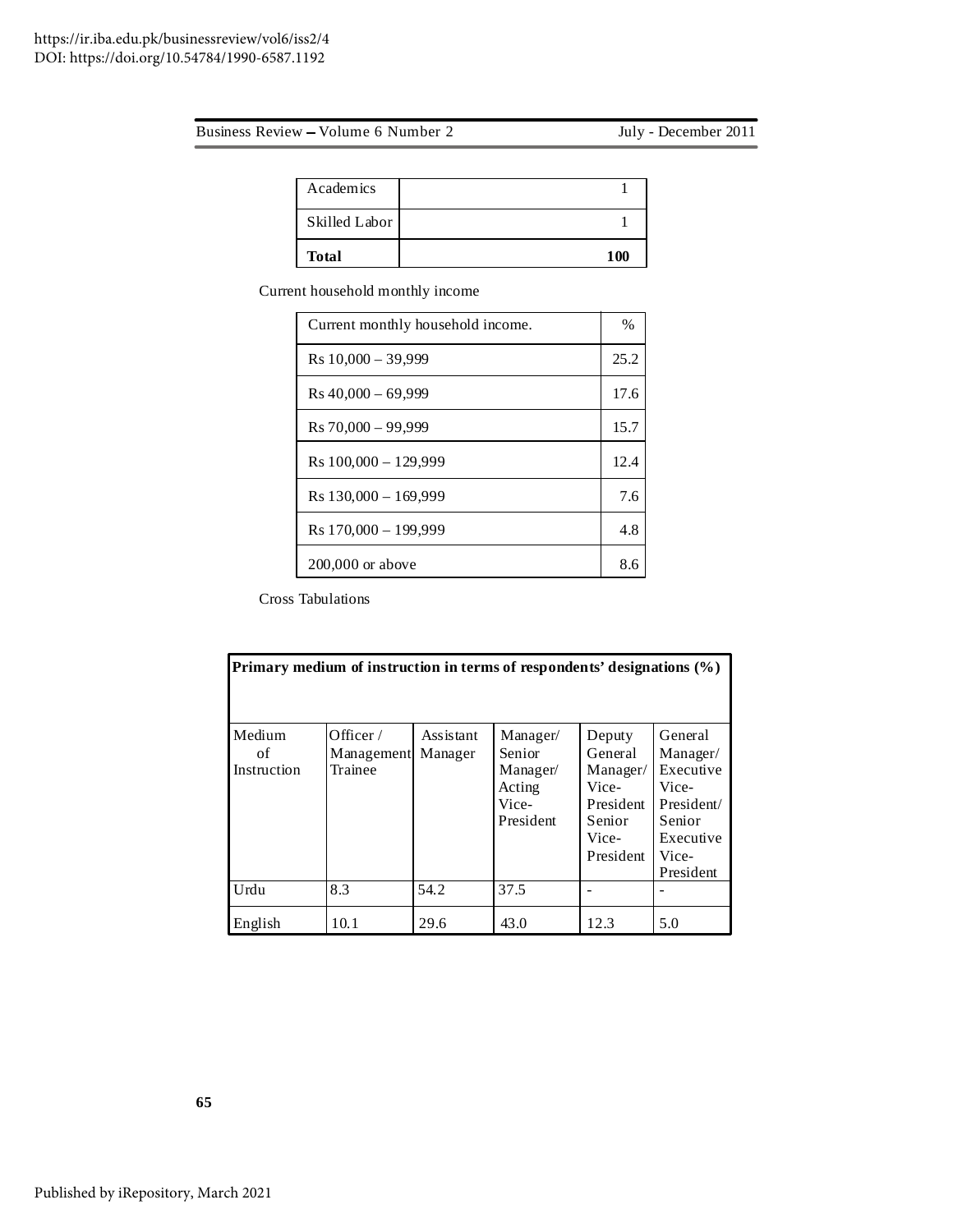| Academics | 1 |
|---|---|
| Skilled Labor | 1 |
| **Total** | **100** |

Current household monthly income

| Current monthly household income. | % |
|---|---|
| Rs 10,000 – 39,999 | 25.2 |
| Rs 40,000 – 69,999 | 17.6 |
| Rs 70,000 – 99,999 | 15.7 |
| Rs 100,000 – 129,999 | 12.4 |
| Rs 130,000 – 169,999 | 7.6 |
| Rs 170,000 – 199,999 | 4.8 |
| 200,000 or above | 8.6 |

Cross Tabulations

**Primary medium of instruction in terms of respondents' designations (%)**

| Medium of Instruction | Officer / Management Trainee | Assistant Manager | Manager/ Senior Manager/ Acting Vice-President | Deputy General Manager/ Vice-President Senior Vice-President | General Manager/ Executive Vice-President/ Senior Executive Vice-President |
|---|---|---|---|---|---|
| Urdu | 8.3 | 54.2 | 37.5 | - | - |
| English | 10.1 | 29.6 | 43.0 | 12.3 | 5.0 |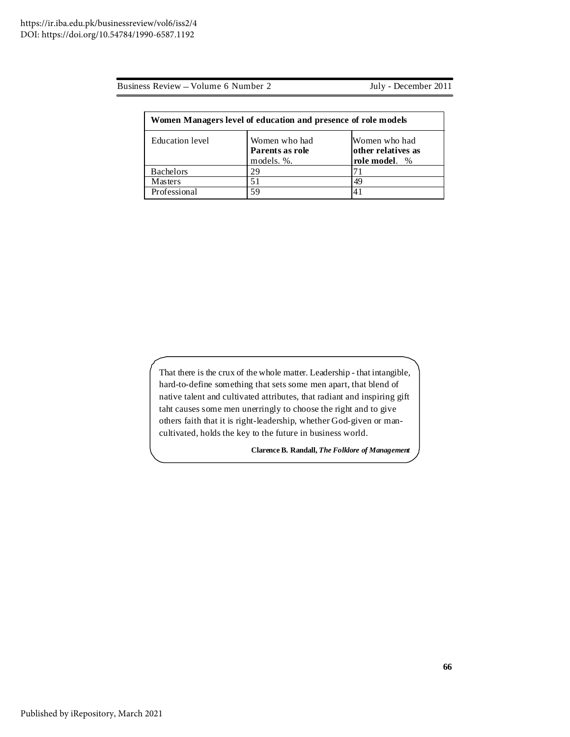**Women Managers level of education and presence of role models**

| Education level | Women who had **Parents as role** models. %. | Women who had **other relatives as role model**. % |
| --- | --- | --- |
| Bachelors | 29 | 71 |
| Masters | 51 | 49 |
| Professional | 59 | 41 |

That there is the crux of the whole matter. Leadership - that intangible, hard-to-define something that sets some men apart, that blend of native talent and cultivated attributes, that radiant and inspiring gift taht causes some men unerringly to choose the right and to give others faith that it is right-leadership, whether God-given or man-cultivated, holds the key to the future in business world.

**Clarence B. Randall, *The Folklore of Management***